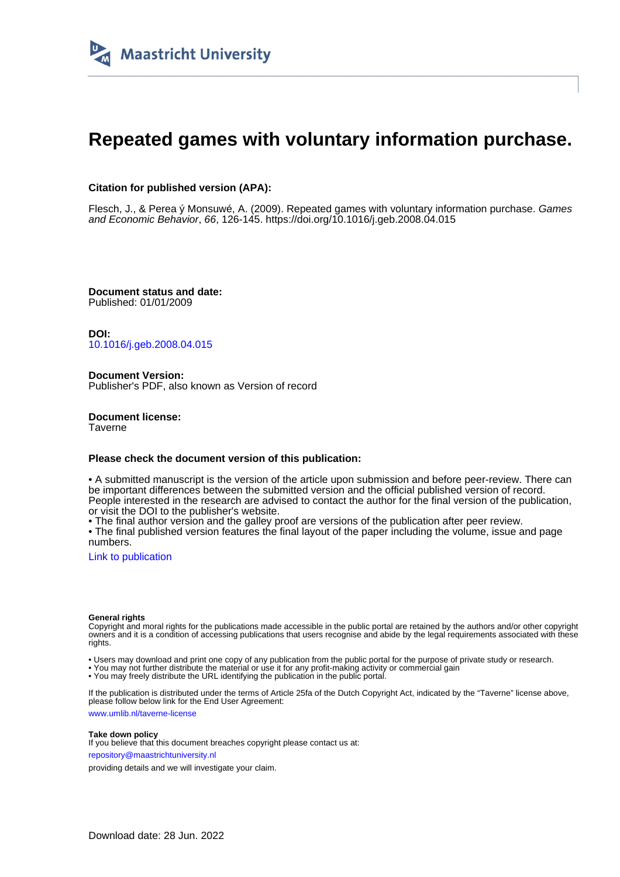Maastricht University

# Repeated games with voluntary information purchase.

**Citation for published version (APA):**

Flesch, J., & Perea ý Monsuwé, A. (2009). Repeated games with voluntary information purchase. *Games and Economic Behavior*, *66*, 126-145. https://doi.org/10.1016/j.geb.2008.04.015

**Document status and date:**
Published: 01/01/2009

**DOI:**
10.1016/j.geb.2008.04.015

**Document Version:**
Publisher's PDF, also known as Version of record

**Document license:**
Taverne

**Please check the document version of this publication:**

• A submitted manuscript is the version of the article upon submission and before peer-review. There can be important differences between the submitted version and the official published version of record. People interested in the research are advised to contact the author for the final version of the publication, or visit the DOI to the publisher's website.
• The final author version and the galley proof are versions of the publication after peer review.
• The final published version features the final layout of the paper including the volume, issue and page numbers.

Link to publication

**General rights**
Copyright and moral rights for the publications made accessible in the public portal are retained by the authors and/or other copyright owners and it is a condition of accessing publications that users recognise and abide by the legal requirements associated with these rights.

• Users may download and print one copy of any publication from the public portal for the purpose of private study or research.
• You may not further distribute the material or use it for any profit-making activity or commercial gain
• You may freely distribute the URL identifying the publication in the public portal.

If the publication is distributed under the terms of Article 25fa of the Dutch Copyright Act, indicated by the "Taverne" license above, please follow below link for the End User Agreement:

www.umlib.nl/taverne-license

**Take down policy**
If you believe that this document breaches copyright please contact us at:

repository@maastrichtuniversity.nl

providing details and we will investigate your claim.

Download date: 28 Jun. 2022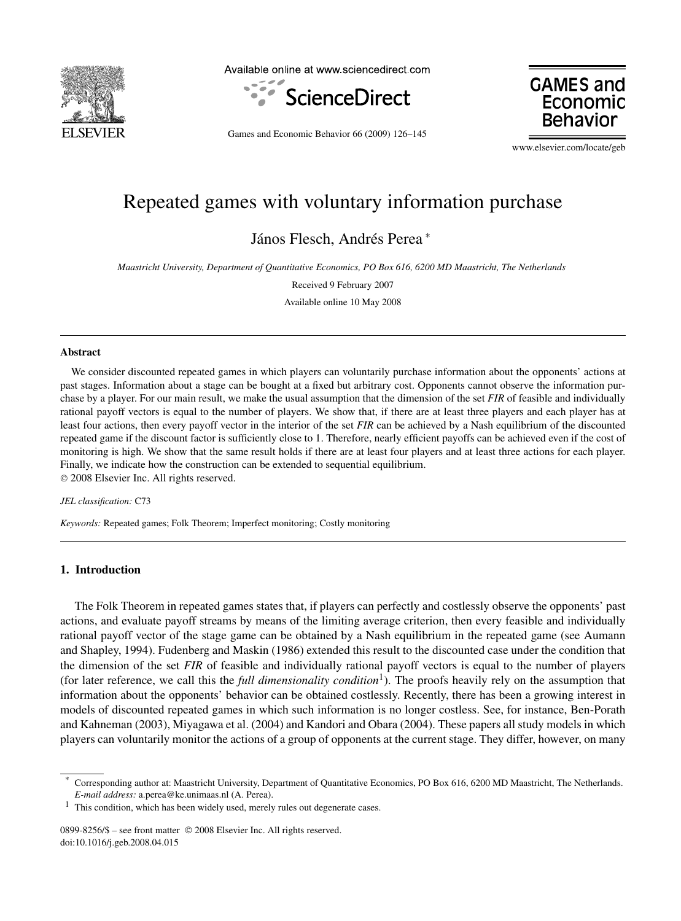# Repeated games with voluntary information purchase

János Flesch, Andrés Perea *

*Maastricht University, Department of Quantitative Economics, PO Box 616, 6200 MD Maastricht, The Netherlands*

Received 9 February 2007

Available online 10 May 2008

## Abstract

We consider discounted repeated games in which players can voluntarily purchase information about the opponents' actions at past stages. Information about a stage can be bought at a fixed but arbitrary cost. Opponents cannot observe the information purchase by a player. For our main result, we make the usual assumption that the dimension of the set *FIR* of feasible and individually rational payoff vectors is equal to the number of players. We show that, if there are at least three players and each player has at least four actions, then every payoff vector in the interior of the set *FIR* can be achieved by a Nash equilibrium of the discounted repeated game if the discount factor is sufficiently close to 1. Therefore, nearly efficient payoffs can be achieved even if the cost of monitoring is high. We show that the same result holds if there are at least four players and at least three actions for each player. Finally, we indicate how the construction can be extended to sequential equilibrium.

© 2008 Elsevier Inc. All rights reserved.

*JEL classification:* C73

*Keywords:* Repeated games; Folk Theorem; Imperfect monitoring; Costly monitoring

## 1. Introduction

The Folk Theorem in repeated games states that, if players can perfectly and costlessly observe the opponents' past actions, and evaluate payoff streams by means of the limiting average criterion, then every feasible and individually rational payoff vector of the stage game can be obtained by a Nash equilibrium in the repeated game (see Aumann and Shapley, 1994). Fudenberg and Maskin (1986) extended this result to the discounted case under the condition that the dimension of the set *FIR* of feasible and individually rational payoff vectors is equal to the number of players (for later reference, we call this the *full dimensionality condition*[1]). The proofs heavily rely on the assumption that information about the opponents' behavior can be obtained costlessly. Recently, there has been a growing interest in models of discounted repeated games in which such information is no longer costless. See, for instance, Ben-Porath and Kahneman (2003), Miyagawa et al. (2004) and Kandori and Obara (2004). These papers all study models in which players can voluntarily monitor the actions of a group of opponents at the current stage. They differ, however, on many

---

\* Corresponding author at: Maastricht University, Department of Quantitative Economics, PO Box 616, 6200 MD Maastricht, The Netherlands. *E-mail address:* a.perea@ke.unimaas.nl (A. Perea).

[1] This condition, which has been widely used, merely rules out degenerate cases.

0899-8256/$ – see front matter © 2008 Elsevier Inc. All rights reserved.
doi:10.1016/j.geb.2008.04.015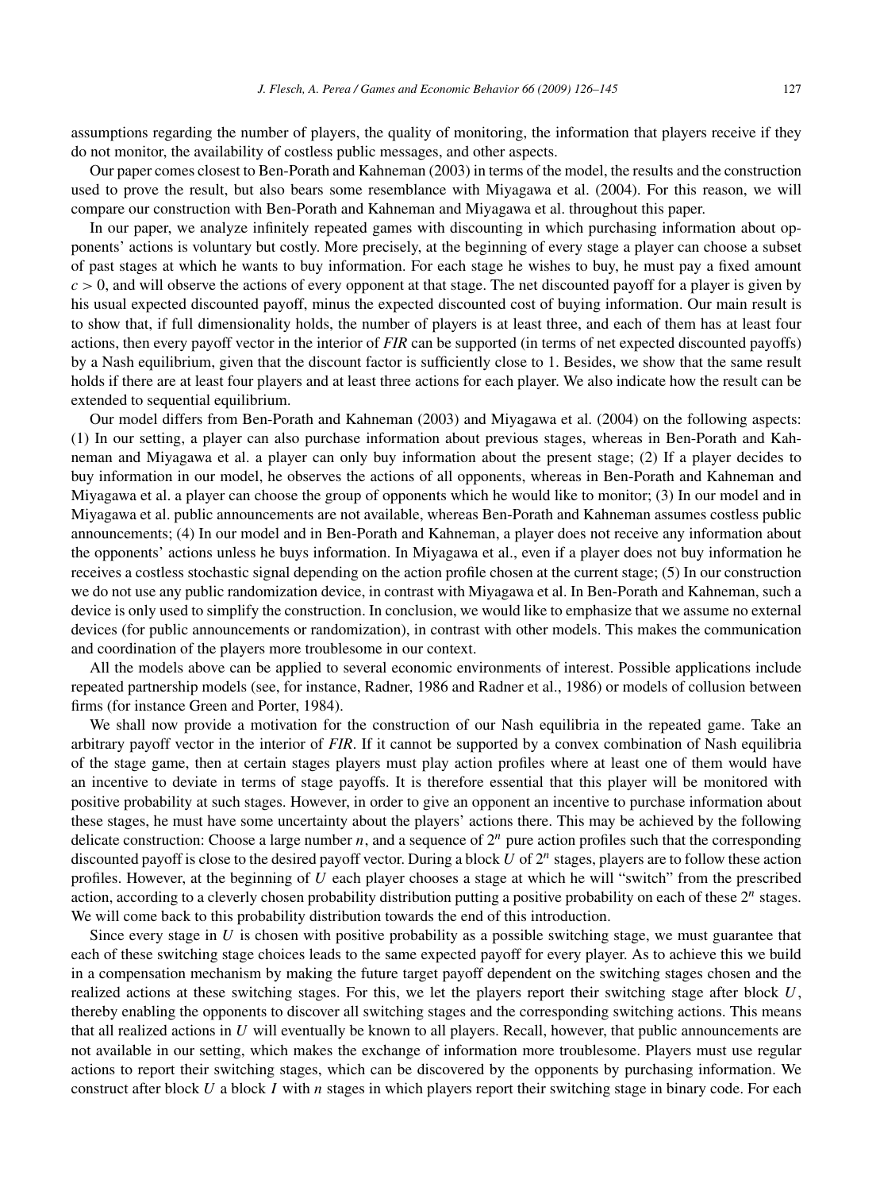assumptions regarding the number of players, the quality of monitoring, the information that players receive if they do not monitor, the availability of costless public messages, and other aspects.

Our paper comes closest to Ben-Porath and Kahneman (2003) in terms of the model, the results and the construction used to prove the result, but also bears some resemblance with Miyagawa et al. (2004). For this reason, we will compare our construction with Ben-Porath and Kahneman and Miyagawa et al. throughout this paper.

In our paper, we analyze infinitely repeated games with discounting in which purchasing information about opponents' actions is voluntary but costly. More precisely, at the beginning of every stage a player can choose a subset of past stages at which he wants to buy information. For each stage he wishes to buy, he must pay a fixed amount $c > 0$, and will observe the actions of every opponent at that stage. The net discounted payoff for a player is given by his usual expected discounted payoff, minus the expected discounted cost of buying information. Our main result is to show that, if full dimensionality holds, the number of players is at least three, and each of them has at least four actions, then every payoff vector in the interior of *FIR* can be supported (in terms of net expected discounted payoffs) by a Nash equilibrium, given that the discount factor is sufficiently close to 1. Besides, we show that the same result holds if there are at least four players and at least three actions for each player. We also indicate how the result can be extended to sequential equilibrium.

Our model differs from Ben-Porath and Kahneman (2003) and Miyagawa et al. (2004) on the following aspects: (1) In our setting, a player can also purchase information about previous stages, whereas in Ben-Porath and Kahneman and Miyagawa et al. a player can only buy information about the present stage; (2) If a player decides to buy information in our model, he observes the actions of all opponents, whereas in Ben-Porath and Kahneman and Miyagawa et al. a player can choose the group of opponents which he would like to monitor; (3) In our model and in Miyagawa et al. public announcements are not available, whereas Ben-Porath and Kahneman assumes costless public announcements; (4) In our model and in Ben-Porath and Kahneman, a player does not receive any information about the opponents' actions unless he buys information. In Miyagawa et al., even if a player does not buy information he receives a costless stochastic signal depending on the action profile chosen at the current stage; (5) In our construction we do not use any public randomization device, in contrast with Miyagawa et al. In Ben-Porath and Kahneman, such a device is only used to simplify the construction. In conclusion, we would like to emphasize that we assume no external devices (for public announcements or randomization), in contrast with other models. This makes the communication and coordination of the players more troublesome in our context.

All the models above can be applied to several economic environments of interest. Possible applications include repeated partnership models (see, for instance, Radner, 1986 and Radner et al., 1986) or models of collusion between firms (for instance Green and Porter, 1984).

We shall now provide a motivation for the construction of our Nash equilibria in the repeated game. Take an arbitrary payoff vector in the interior of *FIR*. If it cannot be supported by a convex combination of Nash equilibria of the stage game, then at certain stages players must play action profiles where at least one of them would have an incentive to deviate in terms of stage payoffs. It is therefore essential that this player will be monitored with positive probability at such stages. However, in order to give an opponent an incentive to purchase information about these stages, he must have some uncertainty about the players' actions there. This may be achieved by the following delicate construction: Choose a large number $n$, and a sequence of $2^n$ pure action profiles such that the corresponding discounted payoff is close to the desired payoff vector. During a block $U$ of $2^n$ stages, players are to follow these action profiles. However, at the beginning of $U$ each player chooses a stage at which he will "switch" from the prescribed action, according to a cleverly chosen probability distribution putting a positive probability on each of these $2^n$ stages. We will come back to this probability distribution towards the end of this introduction.

Since every stage in $U$ is chosen with positive probability as a possible switching stage, we must guarantee that each of these switching stage choices leads to the same expected payoff for every player. As to achieve this we build in a compensation mechanism by making the future target payoff dependent on the switching stages chosen and the realized actions at these switching stages. For this, we let the players report their switching stage after block $U$, thereby enabling the opponents to discover all switching stages and the corresponding switching actions. This means that all realized actions in $U$ will eventually be known to all players. Recall, however, that public announcements are not available in our setting, which makes the exchange of information more troublesome. Players must use regular actions to report their switching stages, which can be discovered by the opponents by purchasing information. We construct after block $U$ a block $I$ with $n$ stages in which players report their switching stage in binary code. For each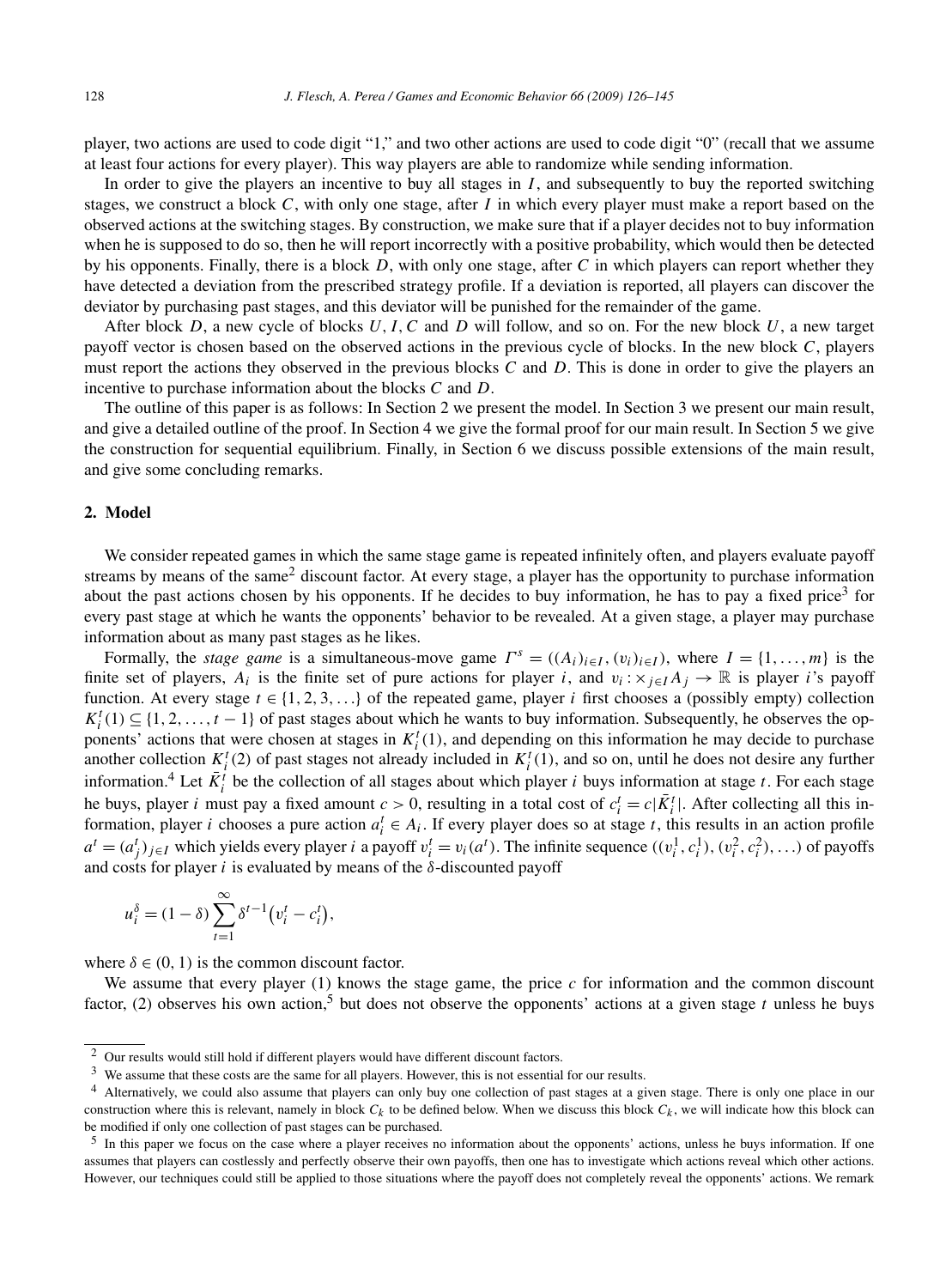player, two actions are used to code digit "1," and two other actions are used to code digit "0" (recall that we assume at least four actions for every player). This way players are able to randomize while sending information.

In order to give the players an incentive to buy all stages in $I$, and subsequently to buy the reported switching stages, we construct a block $C$, with only one stage, after $I$ in which every player must make a report based on the observed actions at the switching stages. By construction, we make sure that if a player decides not to buy information when he is supposed to do so, then he will report incorrectly with a positive probability, which would then be detected by his opponents. Finally, there is a block $D$, with only one stage, after $C$ in which players can report whether they have detected a deviation from the prescribed strategy profile. If a deviation is reported, all players can discover the deviator by purchasing past stages, and this deviator will be punished for the remainder of the game.

After block $D$, a new cycle of blocks $U, I, C$ and $D$ will follow, and so on. For the new block $U$, a new target payoff vector is chosen based on the observed actions in the previous cycle of blocks. In the new block $C$, players must report the actions they observed in the previous blocks $C$ and $D$. This is done in order to give the players an incentive to purchase information about the blocks $C$ and $D$.

The outline of this paper is as follows: In Section 2 we present the model. In Section 3 we present our main result, and give a detailed outline of the proof. In Section 4 we give the formal proof for our main result. In Section 5 we give the construction for sequential equilibrium. Finally, in Section 6 we discuss possible extensions of the main result, and give some concluding remarks.

## 2. Model

We consider repeated games in which the same stage game is repeated infinitely often, and players evaluate payoff streams by means of the same[2] discount factor. At every stage, a player has the opportunity to purchase information about the past actions chosen by his opponents. If he decides to buy information, he has to pay a fixed price[3] for every past stage at which he wants the opponents' behavior to be revealed. At a given stage, a player may purchase information about as many past stages as he likes.

Formally, the *stage game* is a simultaneous-move game $\Gamma^s = ((A_i)_{i\in I}, (v_i)_{i\in I})$, where $I = \{1, \ldots, m\}$ is the finite set of players, $A_i$ is the finite set of pure actions for player $i$, and $v_i : \times_{j\in I} A_j \to \mathbb{R}$ is player $i$'s payoff function. At every stage $t \in \{1, 2, 3, \ldots\}$ of the repeated game, player $i$ first chooses a (possibly empty) collection $K_i^t(1) \subseteq \{1, 2, \ldots, t-1\}$ of past stages about which he wants to buy information. Subsequently, he observes the opponents' actions that were chosen at stages in $K_i^t(1)$, and depending on this information he may decide to purchase another collection $K_i^t(2)$ of past stages not already included in $K_i^t(1)$, and so on, until he does not desire any further information.[4] Let $\bar{K}_i^t$ be the collection of all stages about which player $i$ buys information at stage $t$. For each stage he buys, player $i$ must pay a fixed amount $c > 0$, resulting in a total cost of $c_i^t = c|\bar{K}_i^t|$. After collecting all this information, player $i$ chooses a pure action $a_i^t \in A_i$. If every player does so at stage $t$, this results in an action profile $a^t = (a_j^t)_{j\in I}$ which yields every player $i$ a payoff $v_i^t = v_i(a^t)$. The infinite sequence $((v_i^1, c_i^1), (v_i^2, c_i^2), \ldots)$ of payoffs and costs for player $i$ is evaluated by means of the $\delta$-discounted payoff

$$u_i^\delta = (1-\delta)\sum_{t=1}^{\infty} \delta^{t-1}\big(v_i^t - c_i^t\big),$$

where $\delta \in (0, 1)$ is the common discount factor.

We assume that every player (1) knows the stage game, the price $c$ for information and the common discount factor, (2) observes his own action,[5] but does not observe the opponents' actions at a given stage $t$ unless he buys

---

[2] Our results would still hold if different players would have different discount factors.

[3] We assume that these costs are the same for all players. However, this is not essential for our results.

[4] Alternatively, we could also assume that players can only buy one collection of past stages at a given stage. There is only one place in our construction where this is relevant, namely in block $C_k$ to be defined below. When we discuss this block $C_k$, we will indicate how this block can be modified if only one collection of past stages can be purchased.

[5] In this paper we focus on the case where a player receives no information about the opponents' actions, unless he buys information. If one assumes that players can costlessly and perfectly observe their own payoffs, then one has to investigate which actions reveal which other actions. However, our techniques could still be applied to those situations where the payoff does not completely reveal the opponents' actions. We remark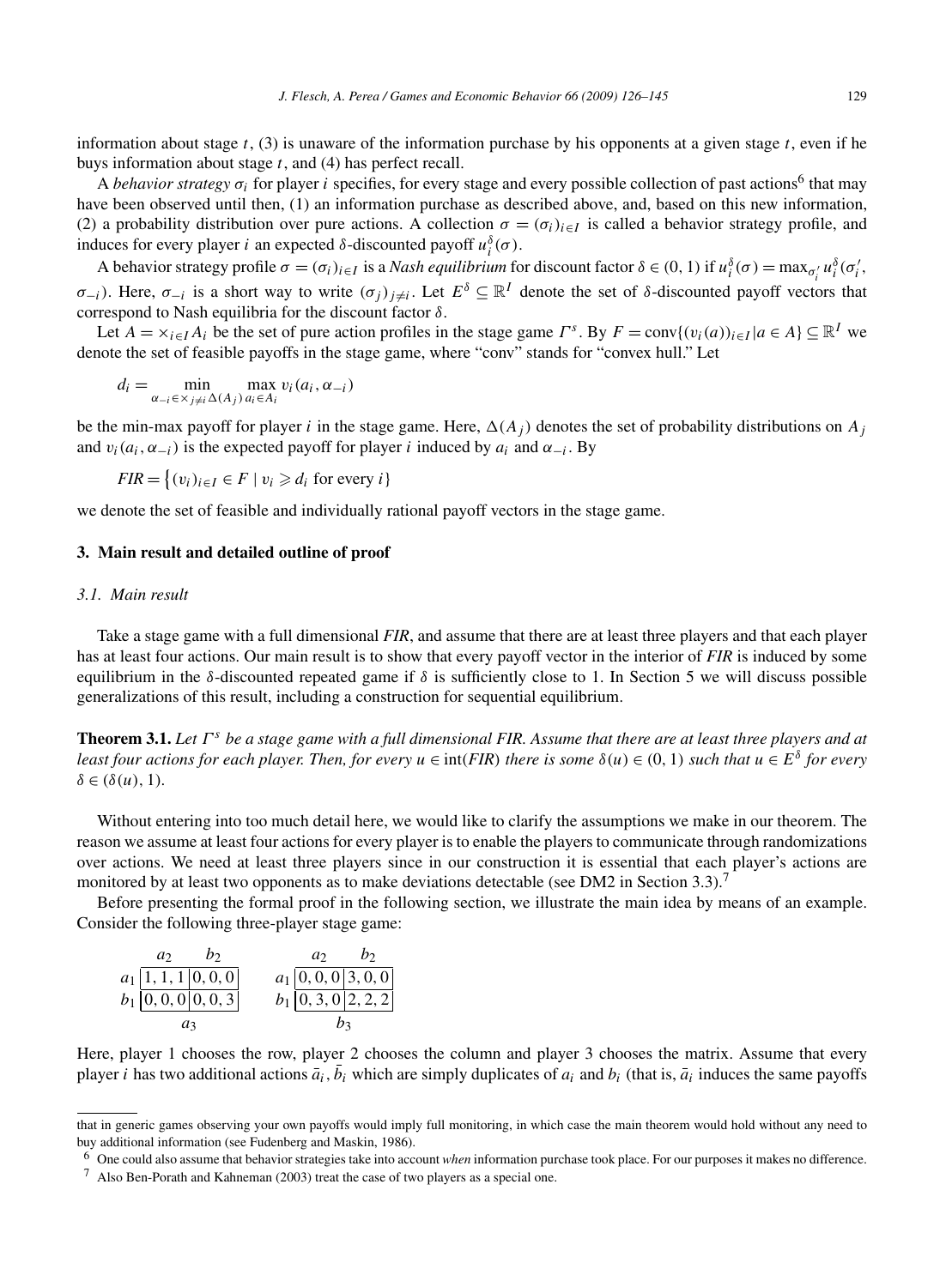information about stage $t$, (3) is unaware of the information purchase by his opponents at a given stage $t$, even if he buys information about stage $t$, and (4) has perfect recall.

A *behavior strategy* $\sigma_i$ for player $i$ specifies, for every stage and every possible collection of past actions[6] that may have been observed until then, (1) an information purchase as described above, and, based on this new information, (2) a probability distribution over pure actions. A collection $\sigma = (\sigma_i)_{i \in I}$ is called a behavior strategy profile, and induces for every player $i$ an expected $\delta$-discounted payoff $u_i^\delta(\sigma)$.

A behavior strategy profile $\sigma = (\sigma_i)_{i \in I}$ is a *Nash equilibrium* for discount factor $\delta \in (0,1)$ if $u_i^\delta(\sigma) = \max_{\sigma_i'} u_i^\delta(\sigma_i', \sigma_{-i})$. Here, $\sigma_{-i}$ is a short way to write $(\sigma_j)_{j \neq i}$. Let $E^\delta \subseteq \mathbb{R}^I$ denote the set of $\delta$-discounted payoff vectors that correspond to Nash equilibria for the discount factor $\delta$.

Let $A = \times_{i \in I} A_i$ be the set of pure action profiles in the stage game $\Gamma^s$. By $F = \text{conv}\{(v_i(a))_{i \in I} \mid a \in A\} \subseteq \mathbb{R}^I$ we denote the set of feasible payoffs in the stage game, where "conv" stands for "convex hull." Let

$$d_i = \min_{\alpha_{-i} \in \times_{j \neq i} \Delta(A_j)} \max_{a_i \in A_i} v_i(a_i, \alpha_{-i})$$

be the min-max payoff for player $i$ in the stage game. Here, $\Delta(A_j)$ denotes the set of probability distributions on $A_j$ and $v_i(a_i, \alpha_{-i})$ is the expected payoff for player $i$ induced by $a_i$ and $\alpha_{-i}$. By

$$FIR = \{(v_i)_{i \in I} \in F \mid v_i \geqslant d_i \text{ for every } i\}$$

we denote the set of feasible and individually rational payoff vectors in the stage game.

## 3. Main result and detailed outline of proof

### 3.1. Main result

Take a stage game with a full dimensional *FIR*, and assume that there are at least three players and that each player has at least four actions. Our main result is to show that every payoff vector in the interior of *FIR* is induced by some equilibrium in the $\delta$-discounted repeated game if $\delta$ is sufficiently close to 1. In Section 5 we will discuss possible generalizations of this result, including a construction for sequential equilibrium.

**Theorem 3.1.** *Let $\Gamma^s$ be a stage game with a full dimensional FIR. Assume that there are at least three players and at least four actions for each player. Then, for every $u \in \text{int}(FIR)$ there is some $\delta(u) \in (0,1)$ such that $u \in E^\delta$ for every $\delta \in (\delta(u), 1)$.*

Without entering into too much detail here, we would like to clarify the assumptions we make in our theorem. The reason we assume at least four actions for every player is to enable the players to communicate through randomizations over actions. We need at least three players since in our construction it is essential that each player's actions are monitored by at least two opponents as to make deviations detectable (see DM2 in Section 3.3).[7]

Before presenting the formal proof in the following section, we illustrate the main idea by means of an example. Consider the following three-player stage game:

| | $a_2$ | $b_2$ |
|---|---|---|
| $a_1$ | 1, 1, 1 | 0, 0, 0 |
| $b_1$ | 0, 0, 0 | 0, 0, 3 |

$a_3$

| | $a_2$ | $b_2$ |
|---|---|---|
| $a_1$ | 0, 0, 0 | 3, 0, 0 |
| $b_1$ | 0, 3, 0 | 2, 2, 2 |

$b_3$

Here, player 1 chooses the row, player 2 chooses the column and player 3 chooses the matrix. Assume that every player $i$ has two additional actions $\bar{a}_i, \bar{b}_i$ which are simply duplicates of $a_i$ and $b_i$ (that is, $\bar{a}_i$ induces the same payoffs

---

that in generic games observing your own payoffs would imply full monitoring, in which case the main theorem would hold without any need to buy additional information (see Fudenberg and Maskin, 1986).

[6] One could also assume that behavior strategies take into account *when* information purchase took place. For our purposes it makes no difference.

[7] Also Ben-Porath and Kahneman (2003) treat the case of two players as a special one.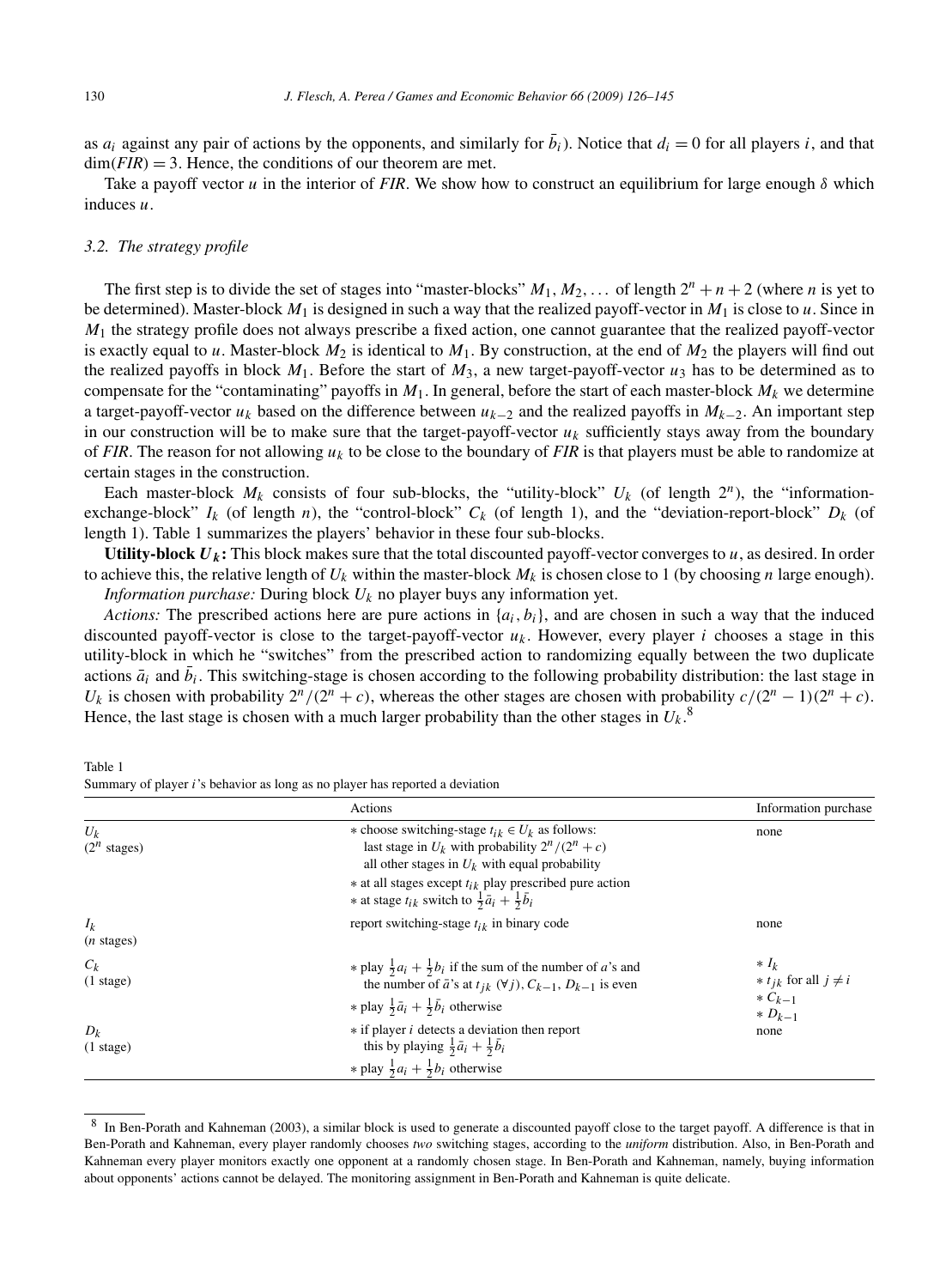as $a_i$ against any pair of actions by the opponents, and similarly for $\bar{b}_i$). Notice that $d_i = 0$ for all players $i$, and that $\dim(FIR) = 3$. Hence, the conditions of our theorem are met.

Take a payoff vector $u$ in the interior of *FIR*. We show how to construct an equilibrium for large enough $\delta$ which induces $u$.

### 3.2. The strategy profile

The first step is to divide the set of stages into "master-blocks" $M_1, M_2, \ldots$ of length $2^n + n + 2$ (where $n$ is yet to be determined). Master-block $M_1$ is designed in such a way that the realized payoff-vector in $M_1$ is close to $u$. Since in $M_1$ the strategy profile does not always prescribe a fixed action, one cannot guarantee that the realized payoff-vector is exactly equal to $u$. Master-block $M_2$ is identical to $M_1$. By construction, at the end of $M_2$ the players will find out the realized payoffs in block $M_1$. Before the start of $M_3$, a new target-payoff-vector $u_3$ has to be determined as to compensate for the "contaminating" payoffs in $M_1$. In general, before the start of each master-block $M_k$ we determine a target-payoff-vector $u_k$ based on the difference between $u_{k-2}$ and the realized payoffs in $M_{k-2}$. An important step in our construction will be to make sure that the target-payoff-vector $u_k$ sufficiently stays away from the boundary of *FIR*. The reason for not allowing $u_k$ to be close to the boundary of *FIR* is that players must be able to randomize at certain stages in the construction.

Each master-block $M_k$ consists of four sub-blocks, the "utility-block" $U_k$ (of length $2^n$), the "information-exchange-block" $I_k$ (of length $n$), the "control-block" $C_k$ (of length 1), and the "deviation-report-block" $D_k$ (of length 1). Table 1 summarizes the players' behavior in these four sub-blocks.

**Utility-block $U_k$:** This block makes sure that the total discounted payoff-vector converges to $u$, as desired. In order to achieve this, the relative length of $U_k$ within the master-block $M_k$ is chosen close to 1 (by choosing $n$ large enough).

*Information purchase:* During block $U_k$ no player buys any information yet.

*Actions:* The prescribed actions here are pure actions in $\{a_i, b_i\}$, and are chosen in such a way that the induced discounted payoff-vector is close to the target-payoff-vector $u_k$. However, every player $i$ chooses a stage in this utility-block in which he "switches" from the prescribed action to randomizing equally between the two duplicate actions $\bar{a}_i$ and $\bar{b}_i$. This switching-stage is chosen according to the following probability distribution: the last stage in $U_k$ is chosen with probability $2^n/(2^n + c)$, whereas the other stages are chosen with probability $c/(2^n - 1)(2^n + c)$. Hence, the last stage is chosen with a much larger probability than the other stages in $U_k$.[8]

Table 1
Summary of player $i$'s behavior as long as no player has reported a deviation

| | Actions | Information purchase |
|---|---|---|
| $U_k$ ($2^n$ stages) | * choose switching-stage $t_{ik} \in U_k$ as follows: last stage in $U_k$ with probability $2^n/(2^n + c)$; all other stages in $U_k$ with equal probability<br>* at all stages except $t_{ik}$ play prescribed pure action<br>* at stage $t_{ik}$ switch to $\frac{1}{2}\bar{a}_i + \frac{1}{2}\bar{b}_i$ | none |
| $I_k$ ($n$ stages) | report switching-stage $t_{ik}$ in binary code | none |
| $C_k$ (1 stage) | * play $\frac{1}{2}a_i + \frac{1}{2}b_i$ if the sum of the number of $a$'s and the number of $\bar{a}$'s at $t_{jk}$ $(\forall j)$, $C_{k-1}$, $D_{k-1}$ is even<br>* play $\frac{1}{2}\bar{a}_i + \frac{1}{2}\bar{b}_i$ otherwise | * $I_k$<br>* $t_{jk}$ for all $j \neq i$<br>* $C_{k-1}$<br>* $D_{k-1}$ |
| $D_k$ (1 stage) | * if player $i$ detects a deviation then report this by playing $\frac{1}{2}\bar{a}_i + \frac{1}{2}\bar{b}_i$<br>* play $\frac{1}{2}a_i + \frac{1}{2}b_i$ otherwise | none |

[8] In Ben-Porath and Kahneman (2003), a similar block is used to generate a discounted payoff close to the target payoff. A difference is that in Ben-Porath and Kahneman, every player randomly chooses *two* switching stages, according to the *uniform* distribution. Also, in Ben-Porath and Kahneman every player monitors exactly one opponent at a randomly chosen stage. In Ben-Porath and Kahneman, namely, buying information about opponents' actions cannot be delayed. The monitoring assignment in Ben-Porath and Kahneman is quite delicate.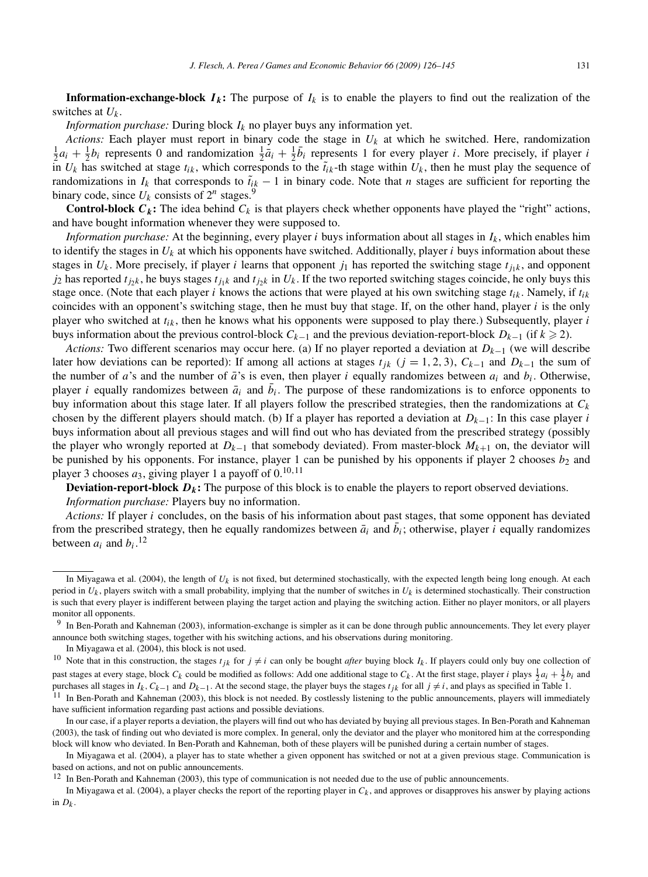**Information-exchange-block $I_k$:** The purpose of $I_k$ is to enable the players to find out the realization of the switches at $U_k$.

*Information purchase:* During block $I_k$ no player buys any information yet.

*Actions:* Each player must report in binary code the stage in $U_k$ at which he switched. Here, randomization $\frac{1}{2}a_i + \frac{1}{2}b_i$ represents 0 and randomization $\frac{1}{2}\bar{a}_i + \frac{1}{2}\bar{b}_i$ represents 1 for every player $i$. More precisely, if player $i$ in $U_k$ has switched at stage $t_{ik}$, which corresponds to the $\tilde{t}_{ik}$-th stage within $U_k$, then he must play the sequence of randomizations in $I_k$ that corresponds to $\tilde{t}_{ik} - 1$ in binary code. Note that $n$ stages are sufficient for reporting the binary code, since $U_k$ consists of $2^n$ stages.[9]

**Control-block $C_k$:** The idea behind $C_k$ is that players check whether opponents have played the "right" actions, and have bought information whenever they were supposed to.

*Information purchase:* At the beginning, every player $i$ buys information about all stages in $I_k$, which enables him to identify the stages in $U_k$ at which his opponents have switched. Additionally, player $i$ buys information about these stages in $U_k$. More precisely, if player $i$ learns that opponent $j_1$ has reported the switching stage $t_{j_1k}$, and opponent $j_2$ has reported $t_{j_2k}$, he buys stages $t_{j_1k}$ and $t_{j_2k}$ in $U_k$. If the two reported switching stages coincide, he only buys this stage once. (Note that each player $i$ knows the actions that were played at his own switching stage $t_{ik}$. Namely, if $t_{ik}$ coincides with an opponent's switching stage, then he must buy that stage. If, on the other hand, player $i$ is the only player who switched at $t_{ik}$, then he knows what his opponents were supposed to play there.) Subsequently, player $i$ buys information about the previous control-block $C_{k-1}$ and the previous deviation-report-block $D_{k-1}$ (if $k \geqslant 2$).

*Actions:* Two different scenarios may occur here. (a) If no player reported a deviation at $D_{k-1}$ (we will describe later how deviations can be reported): If among all actions at stages $t_{jk}$ ($j = 1, 2, 3$), $C_{k-1}$ and $D_{k-1}$ the sum of the number of $a$'s and the number of $\bar{a}$'s is even, then player $i$ equally randomizes between $a_i$ and $b_i$. Otherwise, player $i$ equally randomizes between $\bar{a}_i$ and $\bar{b}_i$. The purpose of these randomizations is to enforce opponents to buy information about this stage later. If all players follow the prescribed strategies, then the randomizations at $C_k$ chosen by the different players should match. (b) If a player has reported a deviation at $D_{k-1}$: In this case player $i$ buys information about all previous stages and will find out who has deviated from the prescribed strategy (possibly the player who wrongly reported at $D_{k-1}$ that somebody deviated). From master-block $M_{k+1}$ on, the deviator will be punished by his opponents. For instance, player 1 can be punished by his opponents if player 2 chooses $b_2$ and player 3 chooses $a_3$, giving player 1 a payoff of 0.[10,11]

**Deviation-report-block $D_k$:** The purpose of this block is to enable the players to report observed deviations.

*Information purchase:* Players buy no information.

*Actions:* If player $i$ concludes, on the basis of his information about past stages, that some opponent has deviated from the prescribed strategy, then he equally randomizes between $\bar{a}_i$ and $\bar{b}_i$; otherwise, player $i$ equally randomizes between $a_i$ and $b_i$.[12]

---

In Miyagawa et al. (2004), the length of $U_k$ is not fixed, but determined stochastically, with the expected length being long enough. At each period in $U_k$, players switch with a small probability, implying that the number of switches in $U_k$ is determined stochastically. Their construction is such that every player is indifferent between playing the target action and playing the switching action. Either no player monitors, or all players monitor all opponents.

[9] In Ben-Porath and Kahneman (2003), information-exchange is simpler as it can be done through public announcements. They let every player announce both switching stages, together with his switching actions, and his observations during monitoring.

In Miyagawa et al. (2004), this block is not used.

[10] Note that in this construction, the stages $t_{jk}$ for $j \neq i$ can only be bought *after* buying block $I_k$. If players could only buy one collection of past stages at every stage, block $C_k$ could be modified as follows: Add one additional stage to $C_k$. At the first stage, player $i$ plays $\frac{1}{2}a_i + \frac{1}{2}b_i$ and purchases all stages in $I_k$, $C_{k-1}$ and $D_{k-1}$. At the second stage, the player buys the stages $t_{jk}$ for all $j \neq i$, and plays as specified in Table 1.

[11] In Ben-Porath and Kahneman (2003), this block is not needed. By costlessly listening to the public announcements, players will immediately have sufficient information regarding past actions and possible deviations.

In our case, if a player reports a deviation, the players will find out who has deviated by buying all previous stages. In Ben-Porath and Kahneman (2003), the task of finding out who deviated is more complex. In general, only the deviator and the player who monitored him at the corresponding block will know who deviated. In Ben-Porath and Kahneman, both of these players will be punished during a certain number of stages.

In Miyagawa et al. (2004), a player has to state whether a given opponent has switched or not at a given previous stage. Communication is based on actions, and not on public announcements.

[12] In Ben-Porath and Kahneman (2003), this type of communication is not needed due to the use of public announcements.

In Miyagawa et al. (2004), a player checks the report of the reporting player in $C_k$, and approves or disapproves his answer by playing actions in $D_k$.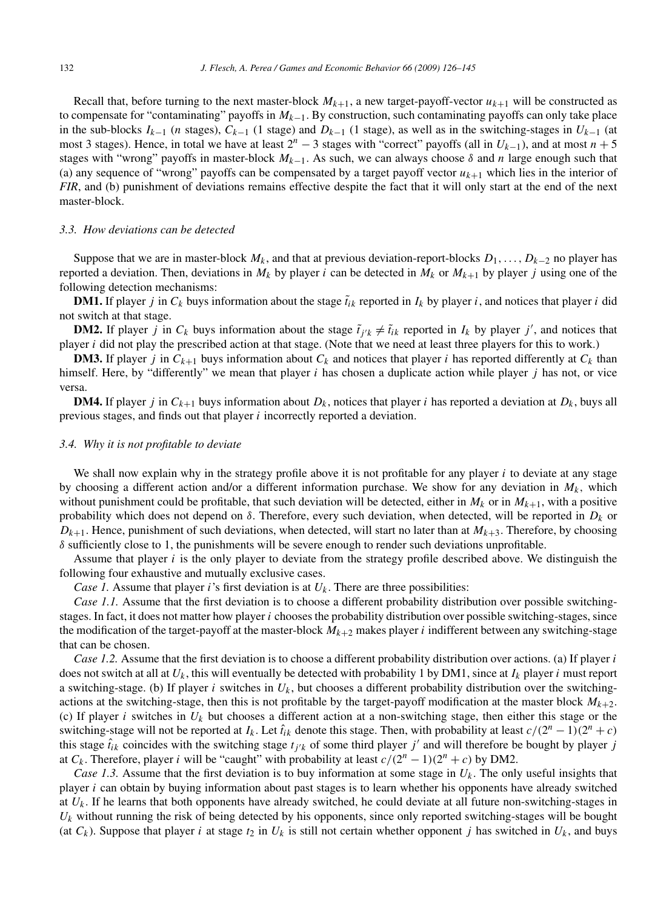Recall that, before turning to the next master-block $M_{k+1}$, a new target-payoff-vector $u_{k+1}$ will be constructed as to compensate for "contaminating" payoffs in $M_{k-1}$. By construction, such contaminating payoffs can only take place in the sub-blocks $I_{k-1}$ ($n$ stages), $C_{k-1}$ (1 stage) and $D_{k-1}$ (1 stage), as well as in the switching-stages in $U_{k-1}$ (at most 3 stages). Hence, in total we have at least $2^n - 3$ stages with "correct" payoffs (all in $U_{k-1}$), and at most $n + 5$ stages with "wrong" payoffs in master-block $M_{k-1}$. As such, we can always choose $\delta$ and $n$ large enough such that (a) any sequence of "wrong" payoffs can be compensated by a target payoff vector $u_{k+1}$ which lies in the interior of *FIR*, and (b) punishment of deviations remains effective despite the fact that it will only start at the end of the next master-block.

### *3.3. How deviations can be detected*

Suppose that we are in master-block $M_k$, and that at previous deviation-report-blocks $D_1, \ldots, D_{k-2}$ no player has reported a deviation. Then, deviations in $M_k$ by player $i$ can be detected in $M_k$ or $M_{k+1}$ by player $j$ using one of the following detection mechanisms:

**DM1.** If player $j$ in $C_k$ buys information about the stage $\tilde{t}_{ik}$ reported in $I_k$ by player $i$, and notices that player $i$ did not switch at that stage.

**DM2.** If player $j$ in $C_k$ buys information about the stage $\tilde{t}_{j'k} \neq \tilde{t}_{ik}$ reported in $I_k$ by player $j'$, and notices that player $i$ did not play the prescribed action at that stage. (Note that we need at least three players for this to work.)

**DM3.** If player $j$ in $C_{k+1}$ buys information about $C_k$ and notices that player $i$ has reported differently at $C_k$ than himself. Here, by "differently" we mean that player $i$ has chosen a duplicate action while player $j$ has not, or vice versa.

**DM4.** If player $j$ in $C_{k+1}$ buys information about $D_k$, notices that player $i$ has reported a deviation at $D_k$, buys all previous stages, and finds out that player $i$ incorrectly reported a deviation.

### *3.4. Why it is not profitable to deviate*

We shall now explain why in the strategy profile above it is not profitable for any player $i$ to deviate at any stage by choosing a different action and/or a different information purchase. We show for any deviation in $M_k$, which without punishment could be profitable, that such deviation will be detected, either in $M_k$ or in $M_{k+1}$, with a positive probability which does not depend on $\delta$. Therefore, every such deviation, when detected, will be reported in $D_k$ or $D_{k+1}$. Hence, punishment of such deviations, when detected, will start no later than at $M_{k+3}$. Therefore, by choosing $\delta$ sufficiently close to 1, the punishments will be severe enough to render such deviations unprofitable.

Assume that player $i$ is the only player to deviate from the strategy profile described above. We distinguish the following four exhaustive and mutually exclusive cases.

*Case 1.* Assume that player $i$'s first deviation is at $U_k$. There are three possibilities:

*Case 1.1.* Assume that the first deviation is to choose a different probability distribution over possible switching-stages. In fact, it does not matter how player $i$ chooses the probability distribution over possible switching-stages, since the modification of the target-payoff at the master-block $M_{k+2}$ makes player $i$ indifferent between any switching-stage that can be chosen.

*Case 1.2.* Assume that the first deviation is to choose a different probability distribution over actions. (a) If player $i$ does not switch at all at $U_k$, this will eventually be detected with probability 1 by DM1, since at $I_k$ player $i$ must report a switching-stage. (b) If player $i$ switches in $U_k$, but chooses a different probability distribution over the switching-actions at the switching-stage, then this is not profitable by the target-payoff modification at the master block $M_{k+2}$. (c) If player $i$ switches in $U_k$ but chooses a different action at a non-switching stage, then either this stage or the switching-stage will not be reported at $I_k$. Let $\hat{t}_{ik}$ denote this stage. Then, with probability at least $c/(2^n - 1)(2^n + c)$ this stage $\hat{t}_{ik}$ coincides with the switching stage $t_{j'k}$ of some third player $j'$ and will therefore be bought by player $j$ at $C_k$. Therefore, player $i$ will be "caught" with probability at least $c/(2^n - 1)(2^n + c)$ by DM2.

*Case 1.3.* Assume that the first deviation is to buy information at some stage in $U_k$. The only useful insights that player $i$ can obtain by buying information about past stages is to learn whether his opponents have already switched at $U_k$. If he learns that both opponents have already switched, he could deviate at all future non-switching-stages in $U_k$ without running the risk of being detected by his opponents, since only reported switching-stages will be bought (at $C_k$). Suppose that player $i$ at stage $t_2$ in $U_k$ is still not certain whether opponent $j$ has switched in $U_k$, and buys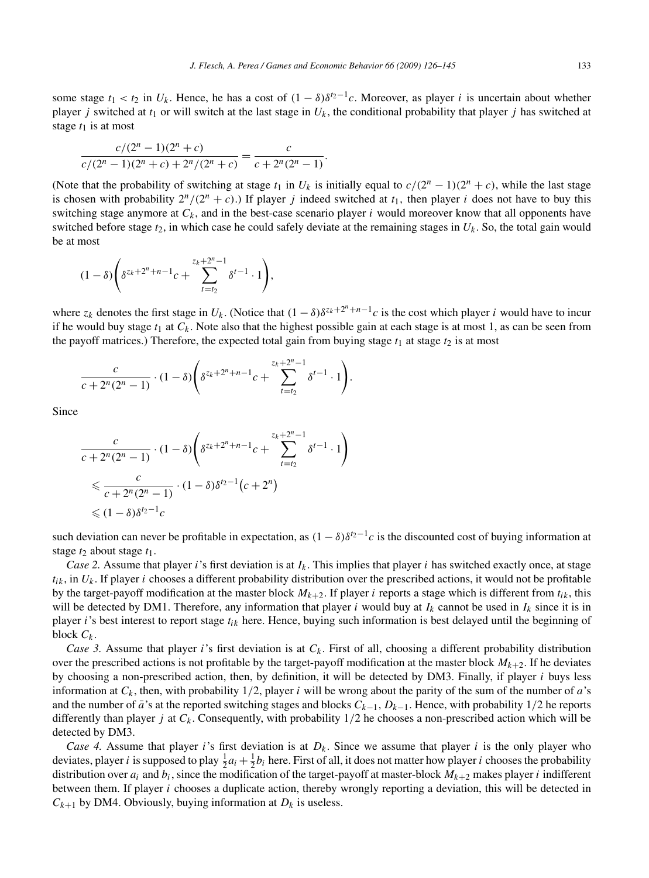some stage $t_1 < t_2$ in $U_k$. Hence, he has a cost of $(1-\delta)\delta^{t_2-1}c$. Moreover, as player $i$ is uncertain about whether player $j$ switched at $t_1$ or will switch at the last stage in $U_k$, the conditional probability that player $j$ has switched at stage $t_1$ is at most

$$\frac{c/(2^n-1)(2^n+c)}{c/(2^n-1)(2^n+c)+2^n/(2^n+c)} = \frac{c}{c+2^n(2^n-1)}.$$

(Note that the probability of switching at stage $t_1$ in $U_k$ is initially equal to $c/(2^n-1)(2^n+c)$, while the last stage is chosen with probability $2^n/(2^n+c)$.) If player $j$ indeed switched at $t_1$, then player $i$ does not have to buy this switching stage anymore at $C_k$, and in the best-case scenario player $i$ would moreover know that all opponents have switched before stage $t_2$, in which case he could safely deviate at the remaining stages in $U_k$. So, the total gain would be at most

$$(1-\delta)\left(\delta^{z_k+2^n+n-1}c + \sum_{t=t_2}^{z_k+2^n-1} \delta^{t-1}\cdot 1\right),$$

where $z_k$ denotes the first stage in $U_k$. (Notice that $(1-\delta)\delta^{z_k+2^n+n-1}c$ is the cost which player $i$ would have to incur if he would buy stage $t_1$ at $C_k$. Note also that the highest possible gain at each stage is at most 1, as can be seen from the payoff matrices.) Therefore, the expected total gain from buying stage $t_1$ at stage $t_2$ is at most

$$\frac{c}{c+2^n(2^n-1)}\cdot(1-\delta)\left(\delta^{z_k+2^n+n-1}c + \sum_{t=t_2}^{z_k+2^n-1} \delta^{t-1}\cdot 1\right).$$

Since

$$\begin{aligned}
&\frac{c}{c+2^n(2^n-1)}\cdot(1-\delta)\left(\delta^{z_k+2^n+n-1}c + \sum_{t=t_2}^{z_k+2^n-1} \delta^{t-1}\cdot 1\right)\\
&\quad\leqslant \frac{c}{c+2^n(2^n-1)}\cdot(1-\delta)\delta^{t_2-1}\left(c+2^n\right)\\
&\quad\leqslant (1-\delta)\delta^{t_2-1}c
\end{aligned}$$

such deviation can never be profitable in expectation, as $(1-\delta)\delta^{t_2-1}c$ is the discounted cost of buying information at stage $t_2$ about stage $t_1$.

*Case 2.* Assume that player $i$'s first deviation is at $I_k$. This implies that player $i$ has switched exactly once, at stage $t_{ik}$, in $U_k$. If player $i$ chooses a different probability distribution over the prescribed actions, it would not be profitable by the target-payoff modification at the master block $M_{k+2}$. If player $i$ reports a stage which is different from $t_{ik}$, this will be detected by DM1. Therefore, any information that player $i$ would buy at $I_k$ cannot be used in $I_k$ since it is in player $i$'s best interest to report stage $t_{ik}$ here. Hence, buying such information is best delayed until the beginning of block $C_k$.

*Case 3.* Assume that player $i$'s first deviation is at $C_k$. First of all, choosing a different probability distribution over the prescribed actions is not profitable by the target-payoff modification at the master block $M_{k+2}$. If he deviates by choosing a non-prescribed action, then, by definition, it will be detected by DM3. Finally, if player $i$ buys less information at $C_k$, then, with probability $1/2$, player $i$ will be wrong about the parity of the sum of the number of $a$'s and the number of $\bar{a}$'s at the reported switching stages and blocks $C_{k-1}$, $D_{k-1}$. Hence, with probability $1/2$ he reports differently than player $j$ at $C_k$. Consequently, with probability $1/2$ he chooses a non-prescribed action which will be detected by DM3.

*Case 4.* Assume that player $i$'s first deviation is at $D_k$. Since we assume that player $i$ is the only player who deviates, player $i$ is supposed to play $\frac{1}{2}a_i + \frac{1}{2}b_i$ here. First of all, it does not matter how player $i$ chooses the probability distribution over $a_i$ and $b_i$, since the modification of the target-payoff at master-block $M_{k+2}$ makes player $i$ indifferent between them. If player $i$ chooses a duplicate action, thereby wrongly reporting a deviation, this will be detected in $C_{k+1}$ by DM4. Obviously, buying information at $D_k$ is useless.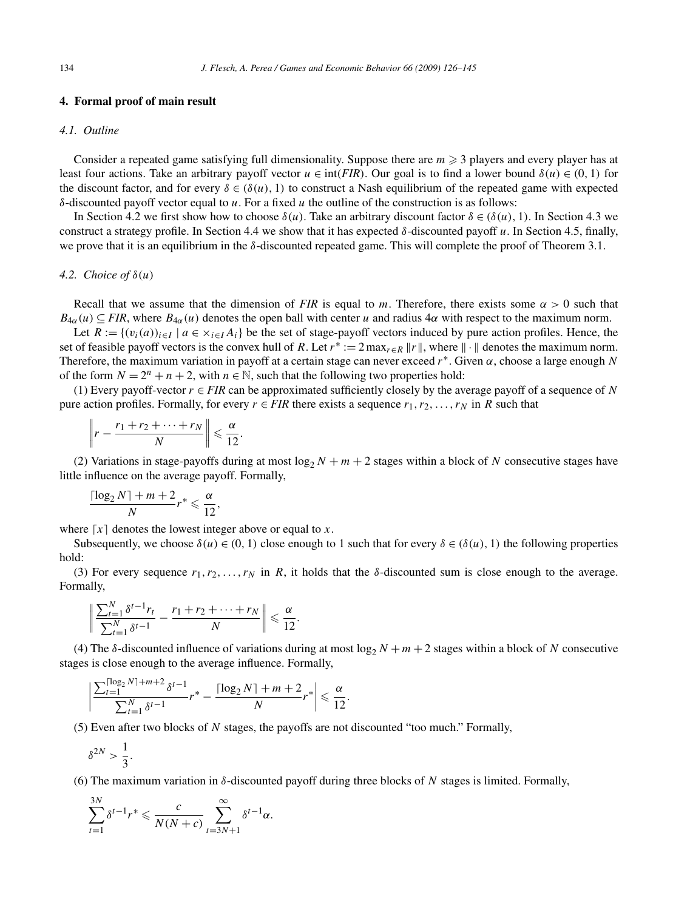## 4. Formal proof of main result

### 4.1. Outline

Consider a repeated game satisfying full dimensionality. Suppose there are $m \geqslant 3$ players and every player has at least four actions. Take an arbitrary payoff vector $u \in \text{int}(FIR)$. Our goal is to find a lower bound $\delta(u) \in (0,1)$ for the discount factor, and for every $\delta \in (\delta(u), 1)$ to construct a Nash equilibrium of the repeated game with expected $\delta$-discounted payoff vector equal to $u$. For a fixed $u$ the outline of the construction is as follows:

In Section 4.2 we first show how to choose $\delta(u)$. Take an arbitrary discount factor $\delta \in (\delta(u), 1)$. In Section 4.3 we construct a strategy profile. In Section 4.4 we show that it has expected $\delta$-discounted payoff $u$. In Section 4.5, finally, we prove that it is an equilibrium in the $\delta$-discounted repeated game. This will complete the proof of Theorem 3.1.

### 4.2. Choice of $\delta(u)$

Recall that we assume that the dimension of *FIR* is equal to $m$. Therefore, there exists some $\alpha > 0$ such that $B_{4\alpha}(u) \subseteq FIR$, where $B_{4\alpha}(u)$ denotes the open ball with center $u$ and radius $4\alpha$ with respect to the maximum norm.

Let $R := \{(v_i(a))_{i \in I} \mid a \in \times_{i \in I} A_i\}$ be the set of stage-payoff vectors induced by pure action profiles. Hence, the set of feasible payoff vectors is the convex hull of $R$. Let $r^* := 2 \max_{r \in R} \|r\|$, where $\|\cdot\|$ denotes the maximum norm. Therefore, the maximum variation in payoff at a certain stage can never exceed $r^*$. Given $\alpha$, choose a large enough $N$ of the form $N = 2^n + n + 2$, with $n \in \mathbb{N}$, such that the following two properties hold:

(1) Every payoff-vector $r \in FIR$ can be approximated sufficiently closely by the average payoff of a sequence of $N$ pure action profiles. Formally, for every $r \in FIR$ there exists a sequence $r_1, r_2, \ldots, r_N$ in $R$ such that

$$\left\| r - \frac{r_1 + r_2 + \cdots + r_N}{N} \right\| \leqslant \frac{\alpha}{12}.$$

(2) Variations in stage-payoffs during at most $\log_2 N + m + 2$ stages within a block of $N$ consecutive stages have little influence on the average payoff. Formally,

$$\frac{\lceil \log_2 N \rceil + m + 2}{N} r^* \leqslant \frac{\alpha}{12},$$

where $\lceil x \rceil$ denotes the lowest integer above or equal to $x$.

Subsequently, we choose $\delta(u) \in (0,1)$ close enough to 1 such that for every $\delta \in (\delta(u), 1)$ the following properties hold:

(3) For every sequence $r_1, r_2, \ldots, r_N$ in $R$, it holds that the $\delta$-discounted sum is close enough to the average. Formally,

$$\left\| \frac{\sum_{t=1}^{N} \delta^{t-1} r_t}{\sum_{t=1}^{N} \delta^{t-1}} - \frac{r_1 + r_2 + \cdots + r_N}{N} \right\| \leqslant \frac{\alpha}{12}.$$

(4) The $\delta$-discounted influence of variations during at most $\log_2 N + m + 2$ stages within a block of $N$ consecutive stages is close enough to the average influence. Formally,

$$\left| \frac{\sum_{t=1}^{\lceil \log_2 N \rceil + m + 2} \delta^{t-1}}{\sum_{t=1}^{N} \delta^{t-1}} r^* - \frac{\lceil \log_2 N \rceil + m + 2}{N} r^* \right| \leqslant \frac{\alpha}{12}.$$

(5) Even after two blocks of $N$ stages, the payoffs are not discounted "too much." Formally,

$$\delta^{2N} > \frac{1}{3}.$$

(6) The maximum variation in $\delta$-discounted payoff during three blocks of $N$ stages is limited. Formally,

$$\sum_{t=1}^{3N} \delta^{t-1} r^* \leqslant \frac{c}{N(N+c)} \sum_{t=3N+1}^{\infty} \delta^{t-1} \alpha.$$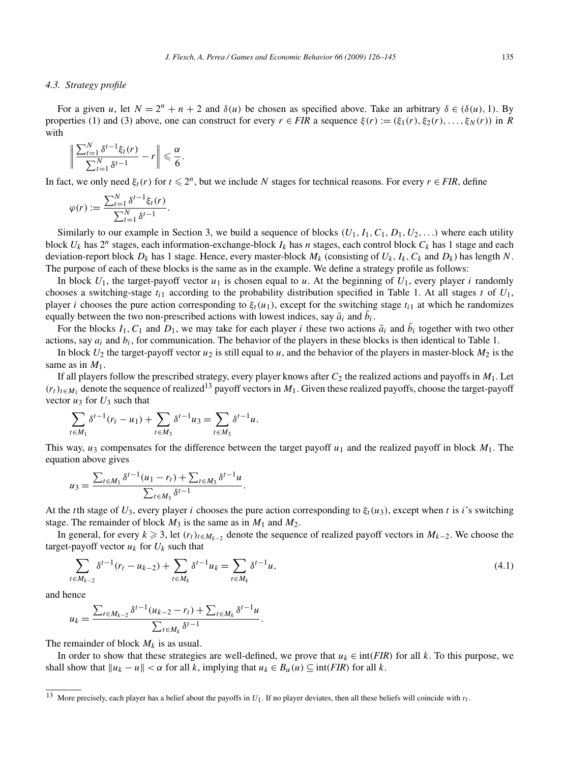### 4.3. Strategy profile

For a given $u$, let $N = 2^n + n + 2$ and $\delta(u)$ be chosen as specified above. Take an arbitrary $\delta \in (\delta(u), 1)$. By properties (1) and (3) above, one can construct for every $r \in FIR$ a sequence $\xi(r) := (\xi_1(r), \xi_2(r), \ldots, \xi_N(r))$ in $R$ with

$$\left\| \frac{\sum_{t=1}^{N} \delta^{t-1} \xi_t(r)}{\sum_{t=1}^{N} \delta^{t-1}} - r \right\| \leqslant \frac{\alpha}{6}.$$

In fact, we only need $\xi_t(r)$ for $t \leqslant 2^n$, but we include $N$ stages for technical reasons. For every $r \in FIR$, define

$$\varphi(r) := \frac{\sum_{t=1}^{N} \delta^{t-1} \xi_t(r)}{\sum_{t=1}^{N} \delta^{t-1}}.$$

Similarly to our example in Section 3, we build a sequence of blocks $(U_1, I_1, C_1, D_1, U_2, \ldots)$ where each utility block $U_k$ has $2^n$ stages, each information-exchange-block $I_k$ has $n$ stages, each control block $C_k$ has 1 stage and each deviation-report block $D_k$ has 1 stage. Hence, every master-block $M_k$ (consisting of $U_k$, $I_k$, $C_k$ and $D_k$) has length $N$. The purpose of each of these blocks is the same as in the example. We define a strategy profile as follows:

In block $U_1$, the target-payoff vector $u_1$ is chosen equal to $u$. At the beginning of $U_1$, every player $i$ randomly chooses a switching-stage $t_{i1}$ according to the probability distribution specified in Table 1. At all stages $t$ of $U_1$, player $i$ chooses the pure action corresponding to $\xi_t(u_1)$, except for the switching stage $t_{i1}$ at which he randomizes equally between the two non-prescribed actions with lowest indices, say $\bar{a}_i$ and $\bar{b}_i$.

For the blocks $I_1$, $C_1$ and $D_1$, we may take for each player $i$ these two actions $\bar{a}_i$ and $\bar{b}_i$ together with two other actions, say $a_i$ and $b_i$, for communication. The behavior of the players in these blocks is then identical to Table 1.

In block $U_2$ the target-payoff vector $u_2$ is still equal to $u$, and the behavior of the players in master-block $M_2$ is the same as in $M_1$.

If all players follow the prescribed strategy, every player knows after $C_2$ the realized actions and payoffs in $M_1$. Let $(r_t)_{t \in M_1}$ denote the sequence of realized[13] payoff vectors in $M_1$. Given these realized payoffs, choose the target-payoff vector $u_3$ for $U_3$ such that

$$\sum_{t \in M_1} \delta^{t-1}(r_t - u_1) + \sum_{t \in M_3} \delta^{t-1} u_3 = \sum_{t \in M_3} \delta^{t-1} u.$$

This way, $u_3$ compensates for the difference between the target payoff $u_1$ and the realized payoff in block $M_1$. The equation above gives

$$u_3 = \frac{\sum_{t \in M_1} \delta^{t-1}(u_1 - r_t) + \sum_{t \in M_3} \delta^{t-1} u}{\sum_{t \in M_3} \delta^{t-1}}.$$

At the $t$th stage of $U_3$, every player $i$ chooses the pure action corresponding to $\xi_t(u_3)$, except when $t$ is $i$'s switching stage. The remainder of block $M_3$ is the same as in $M_1$ and $M_2$.

In general, for every $k \geqslant 3$, let $(r_t)_{t \in M_{k-2}}$ denote the sequence of realized payoff vectors in $M_{k-2}$. We choose the target-payoff vector $u_k$ for $U_k$ such that

$$\sum_{t \in M_{k-2}} \delta^{t-1}(r_t - u_{k-2}) + \sum_{t \in M_k} \delta^{t-1} u_k = \sum_{t \in M_k} \delta^{t-1} u, \tag{4.1}$$

and hence

$$u_k = \frac{\sum_{t \in M_{k-2}} \delta^{t-1}(u_{k-2} - r_t) + \sum_{t \in M_k} \delta^{t-1} u}{\sum_{t \in M_k} \delta^{t-1}}.$$

The remainder of block $M_k$ is as usual.

In order to show that these strategies are well-defined, we prove that $u_k \in \text{int}(FIR)$ for all $k$. To this purpose, we shall show that $\|u_k - u\| < \alpha$ for all $k$, implying that $u_k \in B_\alpha(u) \subseteq \text{int}(FIR)$ for all $k$.

---

[13] More precisely, each player has a belief about the payoffs in $U_1$. If no player deviates, then all these beliefs will coincide with $r_t$.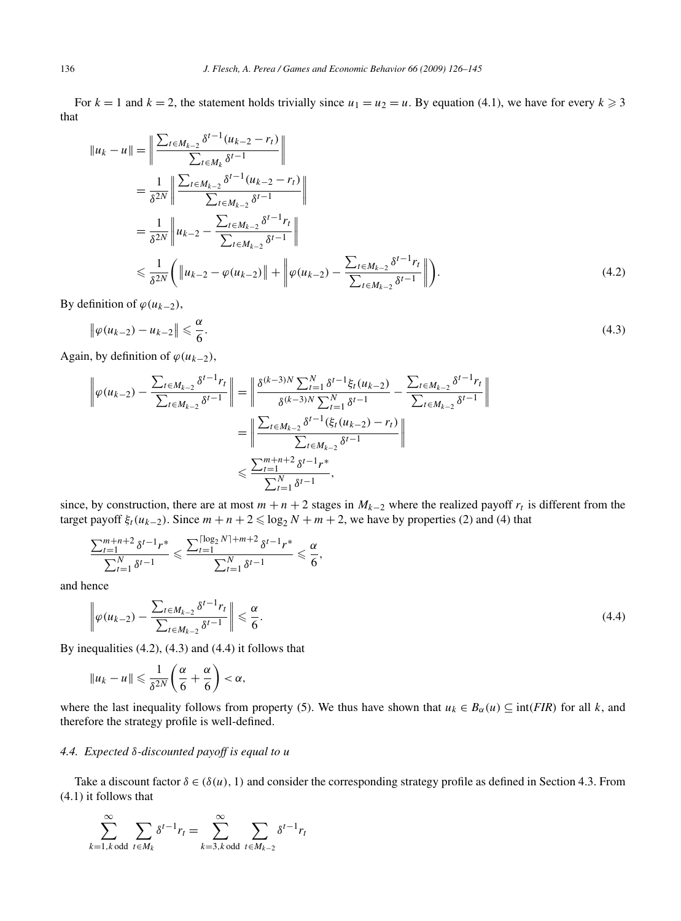For $k = 1$ and $k = 2$, the statement holds trivially since $u_1 = u_2 = u$. By equation (4.1), we have for every $k \geqslant 3$ that

$$
\begin{aligned}
\|u_k - u\| &= \left\| \frac{\sum_{t \in M_{k-2}} \delta^{t-1}(u_{k-2} - r_t)}{\sum_{t \in M_k} \delta^{t-1}} \right\| \\
&= \frac{1}{\delta^{2N}} \left\| \frac{\sum_{t \in M_{k-2}} \delta^{t-1}(u_{k-2} - r_t)}{\sum_{t \in M_{k-2}} \delta^{t-1}} \right\| \\
&= \frac{1}{\delta^{2N}} \left\| u_{k-2} - \frac{\sum_{t \in M_{k-2}} \delta^{t-1} r_t}{\sum_{t \in M_{k-2}} \delta^{t-1}} \right\| \\
&\leqslant \frac{1}{\delta^{2N}} \left( \left\| u_{k-2} - \varphi(u_{k-2}) \right\| + \left\| \varphi(u_{k-2}) - \frac{\sum_{t \in M_{k-2}} \delta^{t-1} r_t}{\sum_{t \in M_{k-2}} \delta^{t-1}} \right\| \right).
\end{aligned}
\tag{4.2}
$$

By definition of $\varphi(u_{k-2})$,

$$
\left\| \varphi(u_{k-2}) - u_{k-2} \right\| \leqslant \frac{\alpha}{6}. \tag{4.3}
$$

Again, by definition of $\varphi(u_{k-2})$,

$$
\begin{aligned}
\left\| \varphi(u_{k-2}) - \frac{\sum_{t \in M_{k-2}} \delta^{t-1} r_t}{\sum_{t \in M_{k-2}} \delta^{t-1}} \right\| &= \left\| \frac{\delta^{(k-3)N} \sum_{t=1}^{N} \delta^{t-1} \xi_t(u_{k-2})}{\delta^{(k-3)N} \sum_{t=1}^{N} \delta^{t-1}} - \frac{\sum_{t \in M_{k-2}} \delta^{t-1} r_t}{\sum_{t \in M_{k-2}} \delta^{t-1}} \right\| \\
&= \left\| \frac{\sum_{t \in M_{k-2}} \delta^{t-1} (\xi_t(u_{k-2}) - r_t)}{\sum_{t \in M_{k-2}} \delta^{t-1}} \right\| \\
&\leqslant \frac{\sum_{t=1}^{m+n+2} \delta^{t-1} r^*}{\sum_{t=1}^{N} \delta^{t-1}},
\end{aligned}
$$

since, by construction, there are at most $m + n + 2$ stages in $M_{k-2}$ where the realized payoff $r_t$ is different from the target payoff $\xi_t(u_{k-2})$. Since $m + n + 2 \leqslant \log_2 N + m + 2$, we have by properties (2) and (4) that

$$
\frac{\sum_{t=1}^{m+n+2} \delta^{t-1} r^*}{\sum_{t=1}^{N} \delta^{t-1}} \leqslant \frac{\sum_{t=1}^{\lceil \log_2 N \rceil + m + 2} \delta^{t-1} r^*}{\sum_{t=1}^{N} \delta^{t-1}} \leqslant \frac{\alpha}{6},
$$

and hence

$$
\left\| \varphi(u_{k-2}) - \frac{\sum_{t \in M_{k-2}} \delta^{t-1} r_t}{\sum_{t \in M_{k-2}} \delta^{t-1}} \right\| \leqslant \frac{\alpha}{6}. \tag{4.4}
$$

By inequalities (4.2), (4.3) and (4.4) it follows that

$$
\|u_k - u\| \leqslant \frac{1}{\delta^{2N}} \left( \frac{\alpha}{6} + \frac{\alpha}{6} \right) < \alpha,
$$

where the last inequality follows from property (5). We thus have shown that $u_k \in B_\alpha(u) \subseteq \text{int}(FIR)$ for all $k$, and therefore the strategy profile is well-defined.

### 4.4. Expected $\delta$-discounted payoff is equal to $u$

Take a discount factor $\delta \in (\delta(u), 1)$ and consider the corresponding strategy profile as defined in Section 4.3. From (4.1) it follows that

$$
\sum_{k=1, k \text{ odd}}^{\infty} \sum_{t \in M_k} \delta^{t-1} r_t = \sum_{k=3, k \text{ odd}}^{\infty} \sum_{t \in M_{k-2}} \delta^{t-1} r_t
$$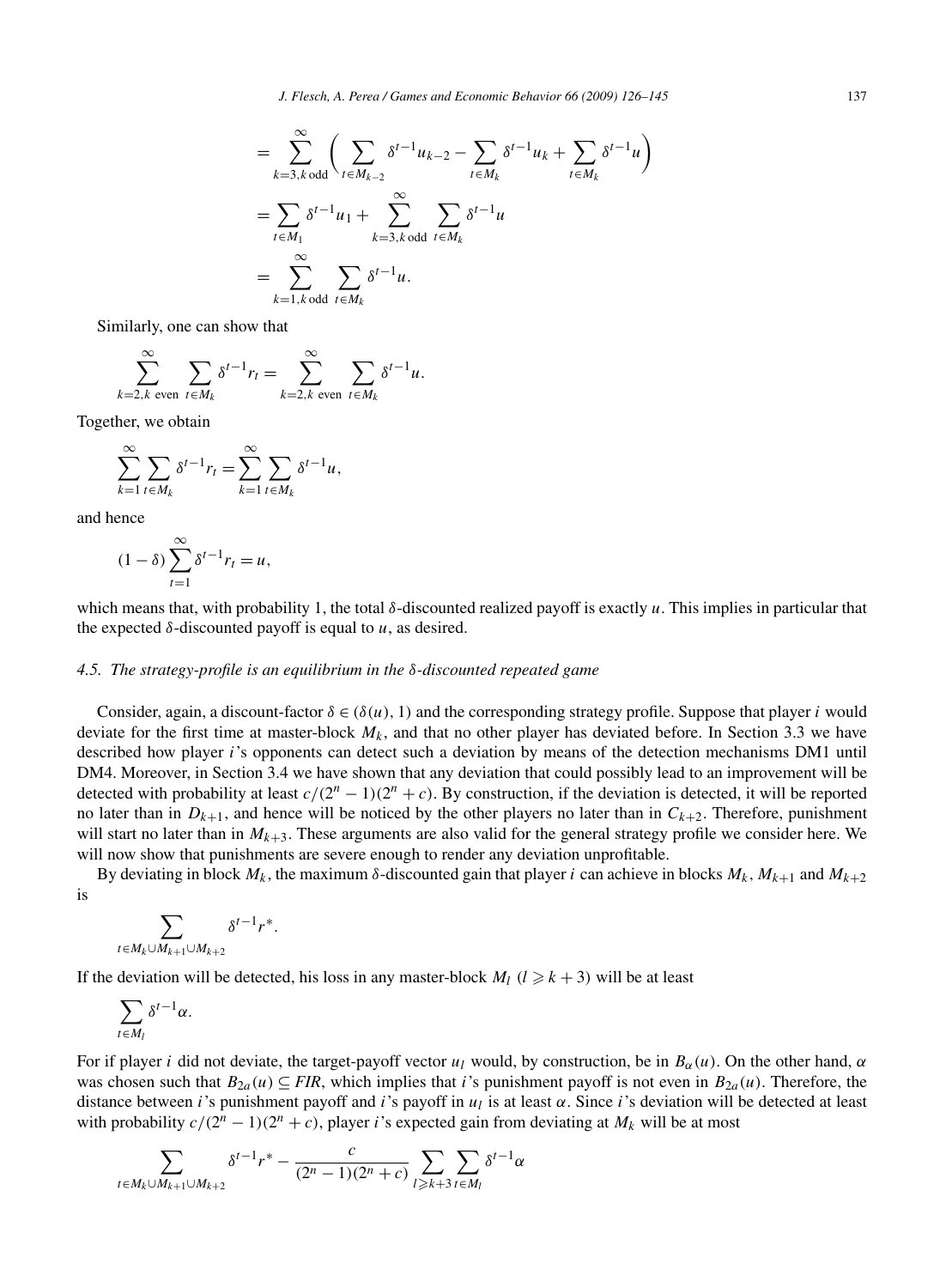$$= \sum_{k=3, k \text{ odd}}^{\infty} \left( \sum_{t \in M_{k-2}} \delta^{t-1} u_{k-2} - \sum_{t \in M_k} \delta^{t-1} u_k + \sum_{t \in M_k} \delta^{t-1} u \right)$$

$$= \sum_{t \in M_1} \delta^{t-1} u_1 + \sum_{k=3, k \text{ odd}}^{\infty} \sum_{t \in M_k} \delta^{t-1} u$$

$$= \sum_{k=1, k \text{ odd}}^{\infty} \sum_{t \in M_k} \delta^{t-1} u.$$

Similarly, one can show that

$$\sum_{k=2, k \text{ even}}^{\infty} \sum_{t \in M_k} \delta^{t-1} r_t = \sum_{k=2, k \text{ even}}^{\infty} \sum_{t \in M_k} \delta^{t-1} u.$$

Together, we obtain

$$\sum_{k=1}^{\infty} \sum_{t \in M_k} \delta^{t-1} r_t = \sum_{k=1}^{\infty} \sum_{t \in M_k} \delta^{t-1} u,$$

and hence

$$(1 - \delta) \sum_{t=1}^{\infty} \delta^{t-1} r_t = u,$$

which means that, with probability 1, the total $\delta$-discounted realized payoff is exactly $u$. This implies in particular that the expected $\delta$-discounted payoff is equal to $u$, as desired.

### 4.5. The strategy-profile is an equilibrium in the $\delta$-discounted repeated game

Consider, again, a discount-factor $\delta \in (\delta(u), 1)$ and the corresponding strategy profile. Suppose that player $i$ would deviate for the first time at master-block $M_k$, and that no other player has deviated before. In Section 3.3 we have described how player $i$'s opponents can detect such a deviation by means of the detection mechanisms DM1 until DM4. Moreover, in Section 3.4 we have shown that any deviation that could possibly lead to an improvement will be detected with probability at least $c/(2^n - 1)(2^n + c)$. By construction, if the deviation is detected, it will be reported no later than in $D_{k+1}$, and hence will be noticed by the other players no later than in $C_{k+2}$. Therefore, punishment will start no later than in $M_{k+3}$. These arguments are also valid for the general strategy profile we consider here. We will now show that punishments are severe enough to render any deviation unprofitable.

By deviating in block $M_k$, the maximum $\delta$-discounted gain that player $i$ can achieve in blocks $M_k$, $M_{k+1}$ and $M_{k+2}$ is

$$\sum_{t \in M_k \cup M_{k+1} \cup M_{k+2}} \delta^{t-1} r^*.$$

If the deviation will be detected, his loss in any master-block $M_l$ ($l \geqslant k + 3$) will be at least

$$\sum_{t \in M_l} \delta^{t-1} \alpha.$$

For if player $i$ did not deviate, the target-payoff vector $u_l$ would, by construction, be in $B_\alpha(u)$. On the other hand, $\alpha$ was chosen such that $B_{2\alpha}(u) \subseteq FIR$, which implies that $i$'s punishment payoff is not even in $B_{2\alpha}(u)$. Therefore, the distance between $i$'s punishment payoff and $i$'s payoff in $u_l$ is at least $\alpha$. Since $i$'s deviation will be detected at least with probability $c/(2^n - 1)(2^n + c)$, player $i$'s expected gain from deviating at $M_k$ will be at most

$$\sum_{t \in M_k \cup M_{k+1} \cup M_{k+2}} \delta^{t-1} r^* - \frac{c}{(2^n - 1)(2^n + c)} \sum_{l \geqslant k+3} \sum_{t \in M_l} \delta^{t-1} \alpha$$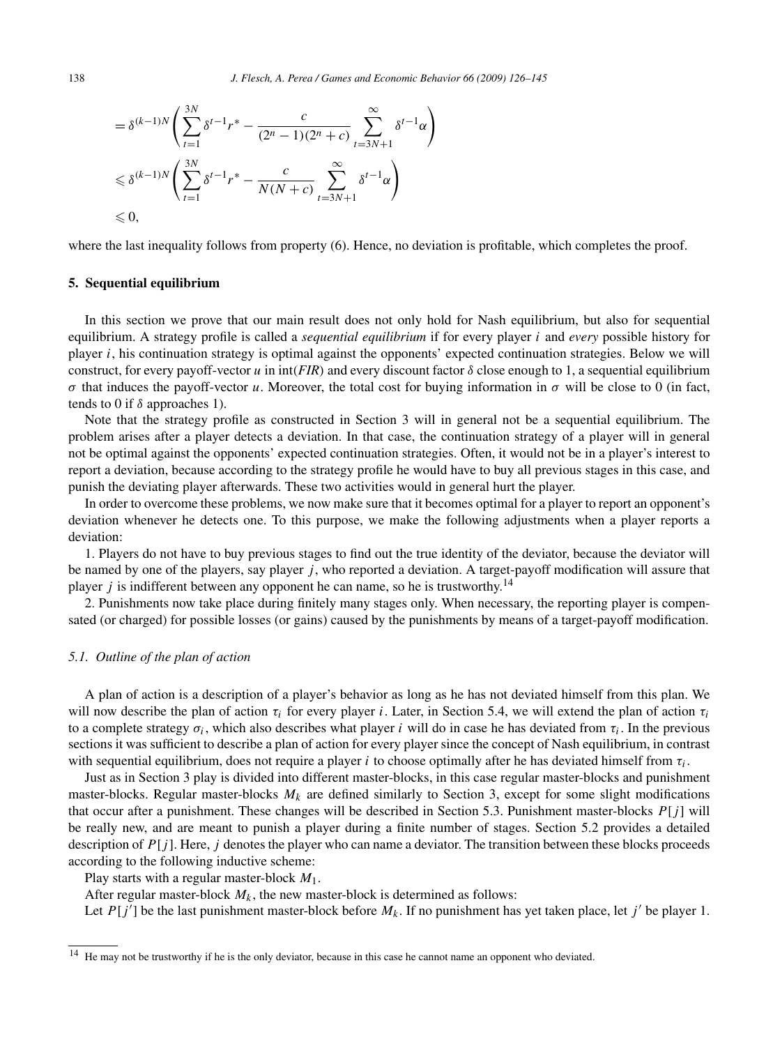$$
\begin{aligned}
&= \delta^{(k-1)N}\left(\sum_{t=1}^{3N}\delta^{t-1}r^* - \frac{c}{(2^n-1)(2^n+c)}\sum_{t=3N+1}^{\infty}\delta^{t-1}\alpha\right)\\
&\leqslant \delta^{(k-1)N}\left(\sum_{t=1}^{3N}\delta^{t-1}r^* - \frac{c}{N(N+c)}\sum_{t=3N+1}^{\infty}\delta^{t-1}\alpha\right)\\
&\leqslant 0,
\end{aligned}
$$

where the last inequality follows from property (6). Hence, no deviation is profitable, which completes the proof.

## 5. Sequential equilibrium

In this section we prove that our main result does not only hold for Nash equilibrium, but also for sequential equilibrium. A strategy profile is called a *sequential equilibrium* if for every player $i$ and *every* possible history for player $i$, his continuation strategy is optimal against the opponents' expected continuation strategies. Below we will construct, for every payoff-vector $u$ in int($FIR$) and every discount factor $\delta$ close enough to 1, a sequential equilibrium $\sigma$ that induces the payoff-vector $u$. Moreover, the total cost for buying information in $\sigma$ will be close to 0 (in fact, tends to 0 if $\delta$ approaches 1).

Note that the strategy profile as constructed in Section 3 will in general not be a sequential equilibrium. The problem arises after a player detects a deviation. In that case, the continuation strategy of a player will in general not be optimal against the opponents' expected continuation strategies. Often, it would not be in a player's interest to report a deviation, because according to the strategy profile he would have to buy all previous stages in this case, and punish the deviating player afterwards. These two activities would in general hurt the player.

In order to overcome these problems, we now make sure that it becomes optimal for a player to report an opponent's deviation whenever he detects one. To this purpose, we make the following adjustments when a player reports a deviation:

1. Players do not have to buy previous stages to find out the true identity of the deviator, because the deviator will be named by one of the players, say player $j$, who reported a deviation. A target-payoff modification will assure that player $j$ is indifferent between any opponent he can name, so he is trustworthy.[14]

2. Punishments now take place during finitely many stages only. When necessary, the reporting player is compensated (or charged) for possible losses (or gains) caused by the punishments by means of a target-payoff modification.

### 5.1. Outline of the plan of action

A plan of action is a description of a player's behavior as long as he has not deviated himself from this plan. We will now describe the plan of action $\tau_i$ for every player $i$. Later, in Section 5.4, we will extend the plan of action $\tau_i$ to a complete strategy $\sigma_i$, which also describes what player $i$ will do in case he has deviated from $\tau_i$. In the previous sections it was sufficient to describe a plan of action for every player since the concept of Nash equilibrium, in contrast with sequential equilibrium, does not require a player $i$ to choose optimally after he has deviated himself from $\tau_i$.

Just as in Section 3 play is divided into different master-blocks, in this case regular master-blocks and punishment master-blocks. Regular master-blocks $M_k$ are defined similarly to Section 3, except for some slight modifications that occur after a punishment. These changes will be described in Section 5.3. Punishment master-blocks $P[j]$ will be really new, and are meant to punish a player during a finite number of stages. Section 5.2 provides a detailed description of $P[j]$. Here, $j$ denotes the player who can name a deviator. The transition between these blocks proceeds according to the following inductive scheme:

Play starts with a regular master-block $M_1$.

After regular master-block $M_k$, the new master-block is determined as follows:

Let $P[j']$ be the last punishment master-block before $M_k$. If no punishment has yet taken place, let $j'$ be player 1.

[14] He may not be trustworthy if he is the only deviator, because in this case he cannot name an opponent who deviated.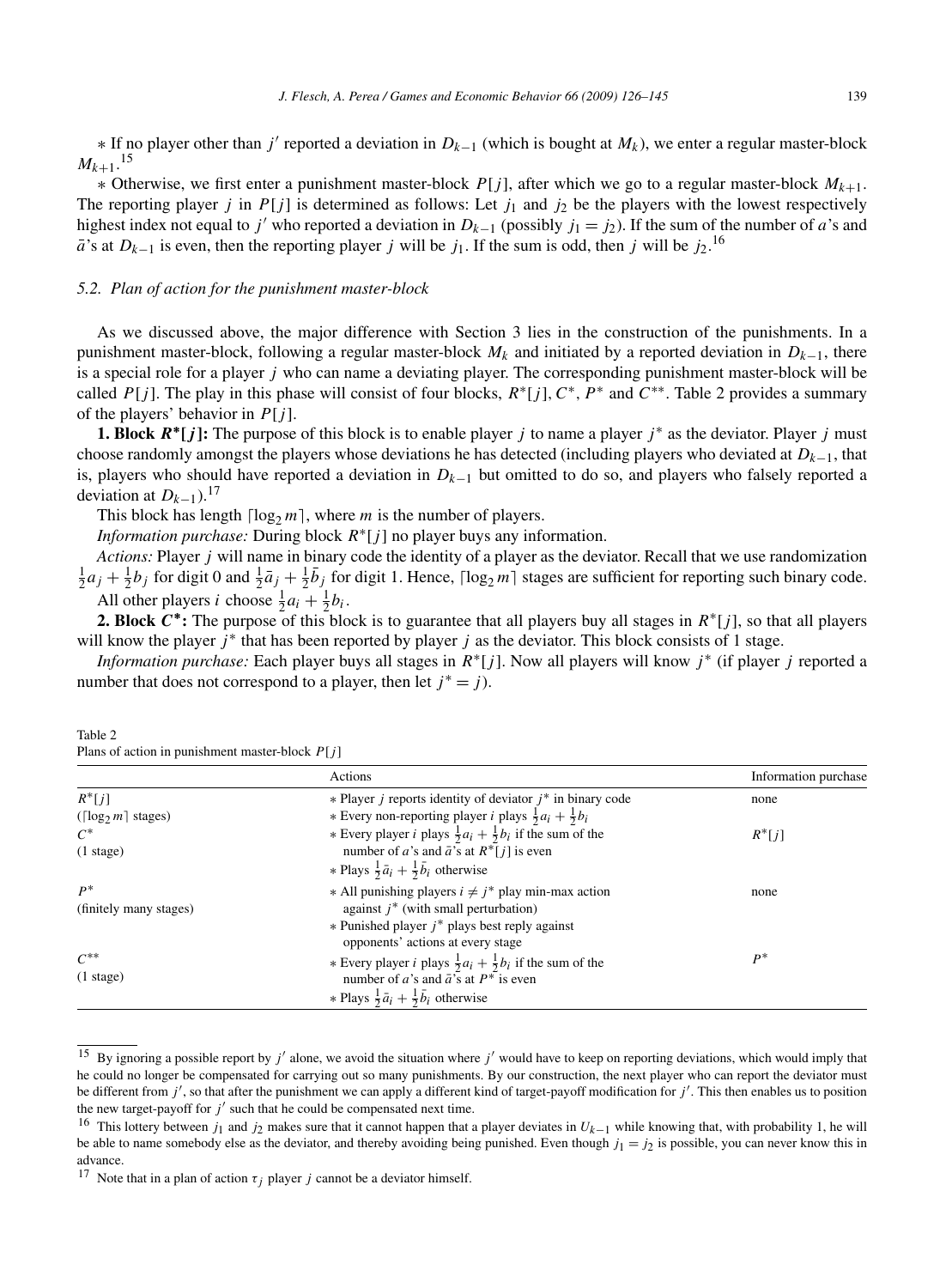* If no player other than $j'$ reported a deviation in $D_{k-1}$ (which is bought at $M_k$), we enter a regular master-block $M_{k+1}$.[15]

* Otherwise, we first enter a punishment master-block $P[j]$, after which we go to a regular master-block $M_{k+1}$. The reporting player $j$ in $P[j]$ is determined as follows: Let $j_1$ and $j_2$ be the players with the lowest respectively highest index not equal to $j'$ who reported a deviation in $D_{k-1}$ (possibly $j_1 = j_2$). If the sum of the number of $a$'s and $\bar{a}$'s at $D_{k-1}$ is even, then the reporting player $j$ will be $j_1$. If the sum is odd, then $j$ will be $j_2$.[16]

### 5.2. Plan of action for the punishment master-block

As we discussed above, the major difference with Section 3 lies in the construction of the punishments. In a punishment master-block, following a regular master-block $M_k$ and initiated by a reported deviation in $D_{k-1}$, there is a special role for a player $j$ who can name a deviating player. The corresponding punishment master-block will be called $P[j]$. The play in this phase will consist of four blocks, $R^*[j]$, $C^*$, $P^*$ and $C^{**}$. Table 2 provides a summary of the players' behavior in $P[j]$.

**1. Block $R^*[j]$:** The purpose of this block is to enable player $j$ to name a player $j^*$ as the deviator. Player $j$ must choose randomly amongst the players whose deviations he has detected (including players who deviated at $D_{k-1}$, that is, players who should have reported a deviation in $D_{k-1}$ but omitted to do so, and players who falsely reported a deviation at $D_{k-1}$).[17]

This block has length $\lceil \log_2 m \rceil$, where $m$ is the number of players.

*Information purchase:* During block $R^*[j]$ no player buys any information.

*Actions:* Player $j$ will name in binary code the identity of a player as the deviator. Recall that we use randomization $\frac{1}{2}a_j + \frac{1}{2}b_j$ for digit 0 and $\frac{1}{2}\bar{a}_j + \frac{1}{2}\bar{b}_j$ for digit 1. Hence, $\lceil \log_2 m \rceil$ stages are sufficient for reporting such binary code.

All other players $i$ choose $\frac{1}{2}a_i + \frac{1}{2}b_i$.

**2. Block $C^*$:** The purpose of this block is to guarantee that all players buy all stages in $R^*[j]$, so that all players will know the player $j^*$ that has been reported by player $j$ as the deviator. This block consists of 1 stage.

*Information purchase:* Each player buys all stages in $R^*[j]$. Now all players will know $j^*$ (if player $j$ reported a number that does not correspond to a player, then let $j^* = j$).

Table 2
Plans of action in punishment master-block $P[j]$

| | Actions | Information purchase |
|---|---|---|
| $R^*[j]$ ($\lceil \log_2 m \rceil$ stages) | * Player $j$ reports identity of deviator $j^*$ in binary code<br>* Every non-reporting player $i$ plays $\frac{1}{2}a_i + \frac{1}{2}b_i$ | none |
| $C^*$ (1 stage) | * Every player $i$ plays $\frac{1}{2}a_i + \frac{1}{2}b_i$ if the sum of the number of $a$'s and $\bar{a}$'s at $R^*[j]$ is even<br>* Plays $\frac{1}{2}\bar{a}_i + \frac{1}{2}\bar{b}_i$ otherwise | $R^*[j]$ |
| $P^*$ (finitely many stages) | * All punishing players $i \neq j^*$ play min-max action against $j^*$ (with small perturbation)<br>* Punished player $j^*$ plays best reply against opponents' actions at every stage | none |
| $C^{**}$ (1 stage) | * Every player $i$ plays $\frac{1}{2}a_i + \frac{1}{2}b_i$ if the sum of the number of $a$'s and $\bar{a}$'s at $P^*$ is even<br>* Plays $\frac{1}{2}\bar{a}_i + \frac{1}{2}\bar{b}_i$ otherwise | $P^*$ |

[15] By ignoring a possible report by $j'$ alone, we avoid the situation where $j'$ would have to keep on reporting deviations, which would imply that he could no longer be compensated for carrying out so many punishments. By our construction, the next player who can report the deviator must be different from $j'$, so that after the punishment we can apply a different kind of target-payoff modification for $j'$. This then enables us to position the new target-payoff for $j'$ such that he could be compensated next time.

[16] This lottery between $j_1$ and $j_2$ makes sure that it cannot happen that a player deviates in $U_{k-1}$ while knowing that, with probability 1, he will be able to name somebody else as the deviator, and thereby avoiding being punished. Even though $j_1 = j_2$ is possible, you can never know this in advance.

[17] Note that in a plan of action $\tau_j$ player $j$ cannot be a deviator himself.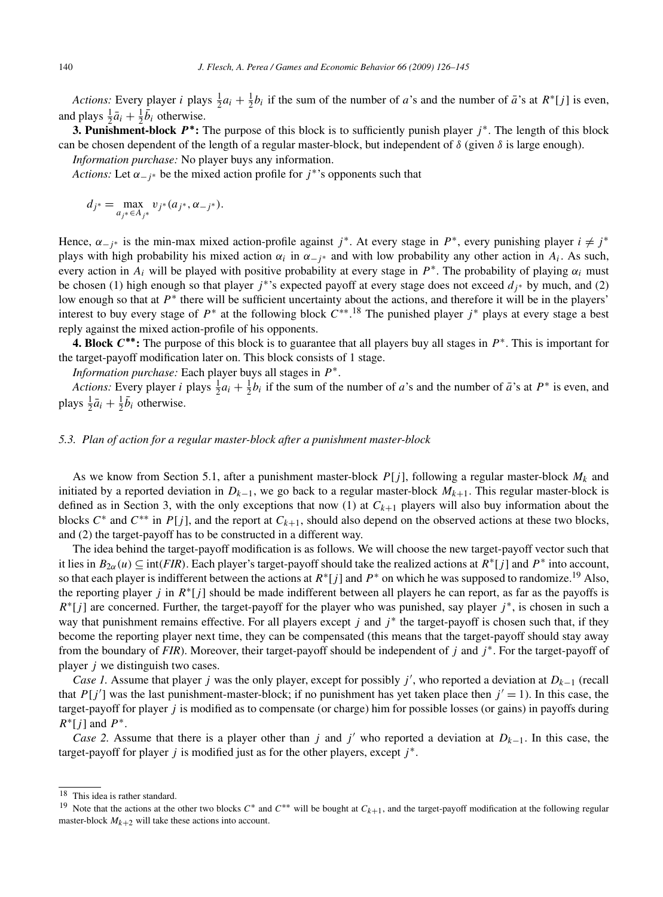*Actions:* Every player $i$ plays $\frac{1}{2}a_i + \frac{1}{2}b_i$ if the sum of the number of $a$'s and the number of $\bar{a}$'s at $R^*[j]$ is even, and plays $\frac{1}{2}\bar{a}_i + \frac{1}{2}\bar{b}_i$ otherwise.

**3. Punishment-block $P^*$:** The purpose of this block is to sufficiently punish player $j^*$. The length of this block can be chosen dependent of the length of a regular master-block, but independent of $\delta$ (given $\delta$ is large enough).

*Information purchase:* No player buys any information.

*Actions:* Let $\alpha_{-j^*}$ be the mixed action profile for $j^*$'s opponents such that

$$d_{j^*} = \max_{a_{j^*} \in A_{j^*}} v_{j^*}(a_{j^*}, \alpha_{-j^*}).$$

Hence, $\alpha_{-j^*}$ is the min-max mixed action-profile against $j^*$. At every stage in $P^*$, every punishing player $i \neq j^*$ plays with high probability his mixed action $\alpha_i$ in $\alpha_{-j^*}$ and with low probability any other action in $A_i$. As such, every action in $A_i$ will be played with positive probability at every stage in $P^*$. The probability of playing $\alpha_i$ must be chosen (1) high enough so that player $j^*$'s expected payoff at every stage does not exceed $d_{j^*}$ by much, and (2) low enough so that at $P^*$ there will be sufficient uncertainty about the actions, and therefore it will be in the players' interest to buy every stage of $P^*$ at the following block $C^{**}$.[18] The punished player $j^*$ plays at every stage a best reply against the mixed action-profile of his opponents.

**4. Block $C^{**}$:** The purpose of this block is to guarantee that all players buy all stages in $P^*$. This is important for the target-payoff modification later on. This block consists of 1 stage.

*Information purchase:* Each player buys all stages in $P^*$.

*Actions:* Every player $i$ plays $\frac{1}{2}a_i + \frac{1}{2}b_i$ if the sum of the number of $a$'s and the number of $\bar{a}$'s at $P^*$ is even, and plays $\frac{1}{2}\bar{a}_i + \frac{1}{2}\bar{b}_i$ otherwise.

### 5.3. Plan of action for a regular master-block after a punishment master-block

As we know from Section 5.1, after a punishment master-block $P[j]$, following a regular master-block $M_k$ and initiated by a reported deviation in $D_{k-1}$, we go back to a regular master-block $M_{k+1}$. This regular master-block is defined as in Section 3, with the only exceptions that now (1) at $C_{k+1}$ players will also buy information about the blocks $C^*$ and $C^{**}$ in $P[j]$, and the report at $C_{k+1}$, should also depend on the observed actions at these two blocks, and (2) the target-payoff has to be constructed in a different way.

The idea behind the target-payoff modification is as follows. We will choose the new target-payoff vector such that it lies in $B_{2\alpha}(u) \subseteq \text{int}(FIR)$. Each player's target-payoff should take the realized actions at $R^*[j]$ and $P^*$ into account, so that each player is indifferent between the actions at $R^*[j]$ and $P^*$ on which he was supposed to randomize.[19] Also, the reporting player $j$ in $R^*[j]$ should be made indifferent between all players he can report, as far as the payoffs is $R^*[j]$ are concerned. Further, the target-payoff for the player who was punished, say player $j^*$, is chosen in such a way that punishment remains effective. For all players except $j$ and $j^*$ the target-payoff is chosen such that, if they become the reporting player next time, they can be compensated (this means that the target-payoff should stay away from the boundary of $FIR$). Moreover, their target-payoff should be independent of $j$ and $j^*$. For the target-payoff of player $j$ we distinguish two cases.

*Case 1.* Assume that player $j$ was the only player, except for possibly $j'$, who reported a deviation at $D_{k-1}$ (recall that $P[j']$ was the last punishment-master-block; if no punishment has yet taken place then $j' = 1$). In this case, the target-payoff for player $j$ is modified as to compensate (or charge) him for possible losses (or gains) in payoffs during $R^*[j]$ and $P^*$.

*Case 2.* Assume that there is a player other than $j$ and $j'$ who reported a deviation at $D_{k-1}$. In this case, the target-payoff for player $j$ is modified just as for the other players, except $j^*$.

---

[18] This idea is rather standard.

[19] Note that the actions at the other two blocks $C^*$ and $C^{**}$ will be bought at $C_{k+1}$, and the target-payoff modification at the following regular master-block $M_{k+2}$ will take these actions into account.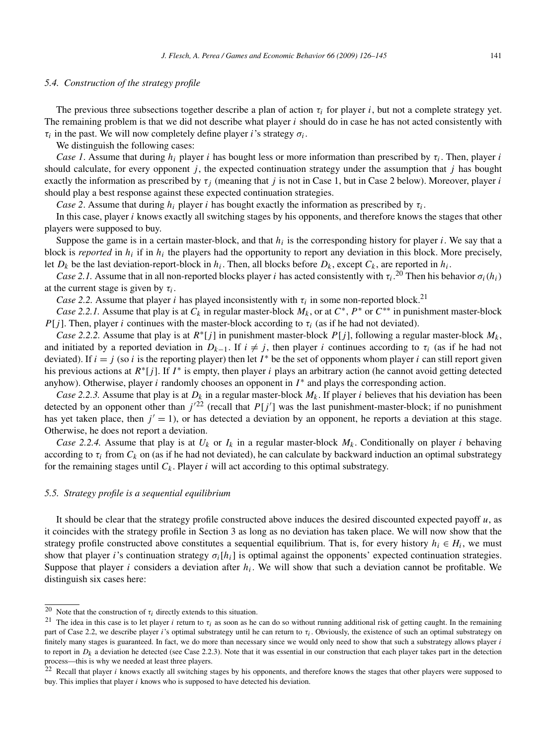### 5.4. Construction of the strategy profile

The previous three subsections together describe a plan of action $\tau_i$ for player $i$, but not a complete strategy yet. The remaining problem is that we did not describe what player $i$ should do in case he has not acted consistently with $\tau_i$ in the past. We will now completely define player $i$'s strategy $\sigma_i$.

We distinguish the following cases:

*Case 1.* Assume that during $h_i$ player $i$ has bought less or more information than prescribed by $\tau_i$. Then, player $i$ should calculate, for every opponent $j$, the expected continuation strategy under the assumption that $j$ has bought exactly the information as prescribed by $\tau_j$ (meaning that $j$ is not in Case 1, but in Case 2 below). Moreover, player $i$ should play a best response against these expected continuation strategies.

*Case 2.* Assume that during $h_i$ player $i$ has bought exactly the information as prescribed by $\tau_i$.

In this case, player $i$ knows exactly all switching stages by his opponents, and therefore knows the stages that other players were supposed to buy.

Suppose the game is in a certain master-block, and that $h_i$ is the corresponding history for player $i$. We say that a block is *reported* in $h_i$ if in $h_i$ the players had the opportunity to report any deviation in this block. More precisely, let $D_k$ be the last deviation-report-block in $h_i$. Then, all blocks before $D_k$, except $C_k$, are reported in $h_i$.

*Case 2.1.* Assume that in all non-reported blocks player $i$ has acted consistently with $\tau_i$.[20] Then his behavior $\sigma_i(h_i)$ at the current stage is given by $\tau_i$.

*Case 2.2.* Assume that player $i$ has played inconsistently with $\tau_i$ in some non-reported block.[21]

*Case 2.2.1.* Assume that play is at $C_k$ in regular master-block $M_k$, or at $C^*$, $P^*$ or $C^{**}$ in punishment master-block $P[j]$. Then, player $i$ continues with the master-block according to $\tau_i$ (as if he had not deviated).

*Case 2.2.2.* Assume that play is at $R^*[j]$ in punishment master-block $P[j]$, following a regular master-block $M_k$, and initiated by a reported deviation in $D_{k-1}$. If $i \neq j$, then player $i$ continues according to $\tau_i$ (as if he had not deviated). If $i = j$ (so $i$ is the reporting player) then let $I^*$ be the set of opponents whom player $i$ can still report given his previous actions at $R^*[j]$. If $I^*$ is empty, then player $i$ plays an arbitrary action (he cannot avoid getting detected anyhow). Otherwise, player $i$ randomly chooses an opponent in $I^*$ and plays the corresponding action.

*Case 2.2.3.* Assume that play is at $D_k$ in a regular master-block $M_k$. If player $i$ believes that his deviation has been detected by an opponent other than $j'$[22] (recall that $P[j']$ was the last punishment-master-block; if no punishment has yet taken place, then $j' = 1$), or has detected a deviation by an opponent, he reports a deviation at this stage. Otherwise, he does not report a deviation.

*Case 2.2.4.* Assume that play is at $U_k$ or $I_k$ in a regular master-block $M_k$. Conditionally on player $i$ behaving according to $\tau_i$ from $C_k$ on (as if he had not deviated), he can calculate by backward induction an optimal substrategy for the remaining stages until $C_k$. Player $i$ will act according to this optimal substrategy.

### 5.5. Strategy profile is a sequential equilibrium

It should be clear that the strategy profile constructed above induces the desired discounted expected payoff $u$, as it coincides with the strategy profile in Section 3 as long as no deviation has taken place. We will now show that the strategy profile constructed above constitutes a sequential equilibrium. That is, for every history $h_i \in H_i$, we must show that player $i$'s continuation strategy $\sigma_i[h_i]$ is optimal against the opponents' expected continuation strategies. Suppose that player $i$ considers a deviation after $h_i$. We will show that such a deviation cannot be profitable. We distinguish six cases here:

---

[20] Note that the construction of $\tau_i$ directly extends to this situation.

[21] The idea in this case is to let player $i$ return to $\tau_i$ as soon as he can do so without running additional risk of getting caught. In the remaining part of Case 2.2, we describe player $i$'s optimal substrategy until he can return to $\tau_i$. Obviously, the existence of such an optimal substrategy on finitely many stages is guaranteed. In fact, we do more than necessary since we would only need to show that such a substrategy allows player $i$ to report in $D_k$ a deviation he detected (see Case 2.2.3). Note that it was essential in our construction that each player takes part in the detection process—this is why we needed at least three players.

[22] Recall that player $i$ knows exactly all switching stages by his opponents, and therefore knows the stages that other players were supposed to buy. This implies that player $i$ knows who is supposed to have detected his deviation.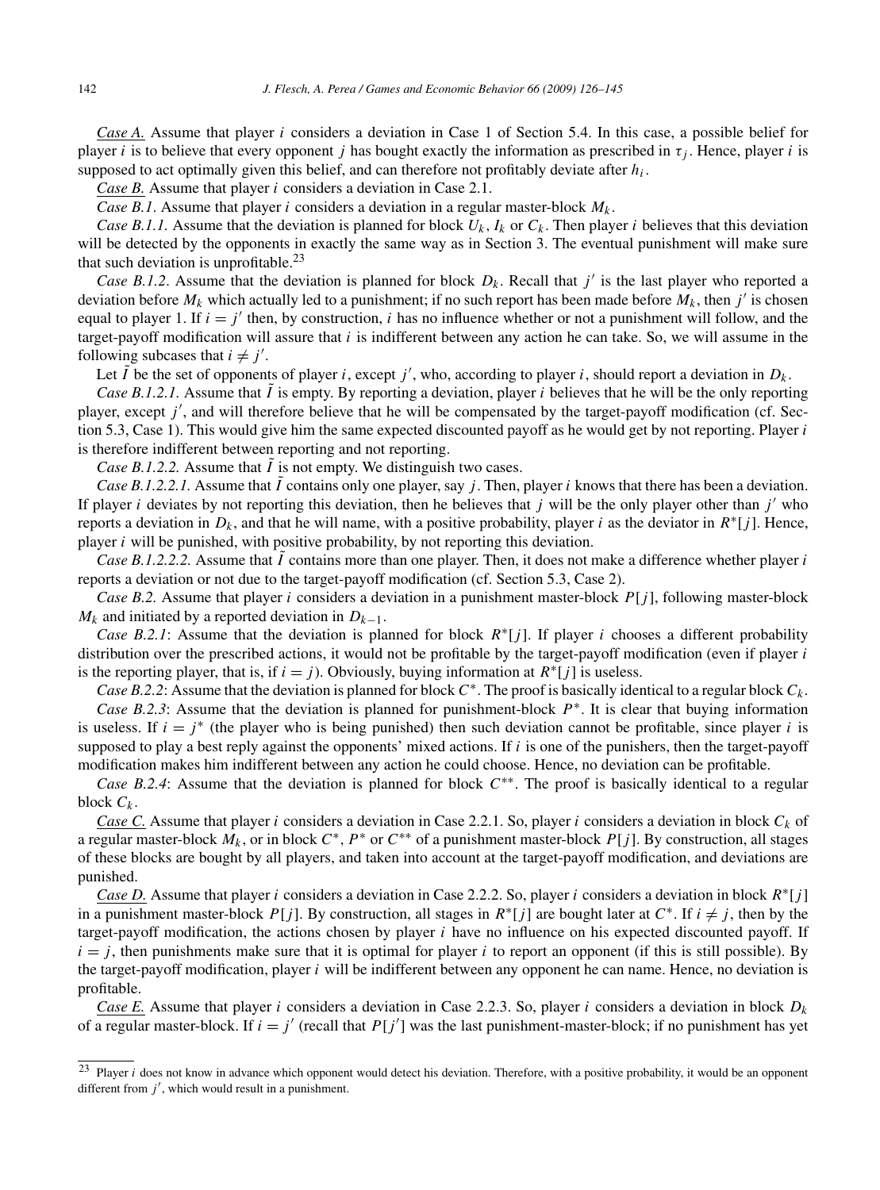*Case A.* Assume that player $i$ considers a deviation in Case 1 of Section 5.4. In this case, a possible belief for player $i$ is to believe that every opponent $j$ has bought exactly the information as prescribed in $\tau_j$. Hence, player $i$ is supposed to act optimally given this belief, and can therefore not profitably deviate after $h_i$.

*Case B.* Assume that player $i$ considers a deviation in Case 2.1.

*Case B.1*. Assume that player $i$ considers a deviation in a regular master-block $M_k$.

*Case B.1.1.* Assume that the deviation is planned for block $U_k$, $I_k$ or $C_k$. Then player $i$ believes that this deviation will be detected by the opponents in exactly the same way as in Section 3. The eventual punishment will make sure that such deviation is unprofitable.[23]

*Case B.1.2*. Assume that the deviation is planned for block $D_k$. Recall that $j'$ is the last player who reported a deviation before $M_k$ which actually led to a punishment; if no such report has been made before $M_k$, then $j'$ is chosen equal to player 1. If $i = j'$ then, by construction, $i$ has no influence whether or not a punishment will follow, and the target-payoff modification will assure that $i$ is indifferent between any action he can take. So, we will assume in the following subcases that $i \neq j'$.

Let $\tilde{I}$ be the set of opponents of player $i$, except $j'$, who, according to player $i$, should report a deviation in $D_k$.

*Case B.1.2.1.* Assume that $\tilde{I}$ is empty. By reporting a deviation, player $i$ believes that he will be the only reporting player, except $j'$, and will therefore believe that he will be compensated by the target-payoff modification (cf. Section 5.3, Case 1). This would give him the same expected discounted payoff as he would get by not reporting. Player $i$ is therefore indifferent between reporting and not reporting.

*Case B.1.2.2.* Assume that $\tilde{I}$ is not empty. We distinguish two cases.

*Case B.1.2.2.1.* Assume that $\tilde{I}$ contains only one player, say $j$. Then, player $i$ knows that there has been a deviation. If player $i$ deviates by not reporting this deviation, then he believes that $j$ will be the only player other than $j'$ who reports a deviation in $D_k$, and that he will name, with a positive probability, player $i$ as the deviator in $R^*[j]$. Hence, player $i$ will be punished, with positive probability, by not reporting this deviation.

*Case B.1.2.2.2.* Assume that $\tilde{I}$ contains more than one player. Then, it does not make a difference whether player $i$ reports a deviation or not due to the target-payoff modification (cf. Section 5.3, Case 2).

*Case B.2.* Assume that player $i$ considers a deviation in a punishment master-block $P[j]$, following master-block $M_k$ and initiated by a reported deviation in $D_{k-1}$.

*Case B.2.1*: Assume that the deviation is planned for block $R^*[j]$. If player $i$ chooses a different probability distribution over the prescribed actions, it would not be profitable by the target-payoff modification (even if player $i$ is the reporting player, that is, if $i = j$). Obviously, buying information at $R^*[j]$ is useless.

*Case B.2.2*: Assume that the deviation is planned for block $C^*$. The proof is basically identical to a regular block $C_k$.

*Case B.2.3*: Assume that the deviation is planned for punishment-block $P^*$. It is clear that buying information is useless. If $i = j^*$ (the player who is being punished) then such deviation cannot be profitable, since player $i$ is supposed to play a best reply against the opponents' mixed actions. If $i$ is one of the punishers, then the target-payoff modification makes him indifferent between any action he could choose. Hence, no deviation can be profitable.

*Case B.2.4*: Assume that the deviation is planned for block $C^{**}$. The proof is basically identical to a regular block $C_k$.

*Case C.* Assume that player $i$ considers a deviation in Case 2.2.1. So, player $i$ considers a deviation in block $C_k$ of a regular master-block $M_k$, or in block $C^*$, $P^*$ or $C^{**}$ of a punishment master-block $P[j]$. By construction, all stages of these blocks are bought by all players, and taken into account at the target-payoff modification, and deviations are punished.

*Case D.* Assume that player $i$ considers a deviation in Case 2.2.2. So, player $i$ considers a deviation in block $R^*[j]$ in a punishment master-block $P[j]$. By construction, all stages in $R^*[j]$ are bought later at $C^*$. If $i \neq j$, then by the target-payoff modification, the actions chosen by player $i$ have no influence on his expected discounted payoff. If $i = j$, then punishments make sure that it is optimal for player $i$ to report an opponent (if this is still possible). By the target-payoff modification, player $i$ will be indifferent between any opponent he can name. Hence, no deviation is profitable.

*Case E.* Assume that player $i$ considers a deviation in Case 2.2.3. So, player $i$ considers a deviation in block $D_k$ of a regular master-block. If $i = j'$ (recall that $P[j']$ was the last punishment-master-block; if no punishment has yet

[23] Player $i$ does not know in advance which opponent would detect his deviation. Therefore, with a positive probability, it would be an opponent different from $j'$, which would result in a punishment.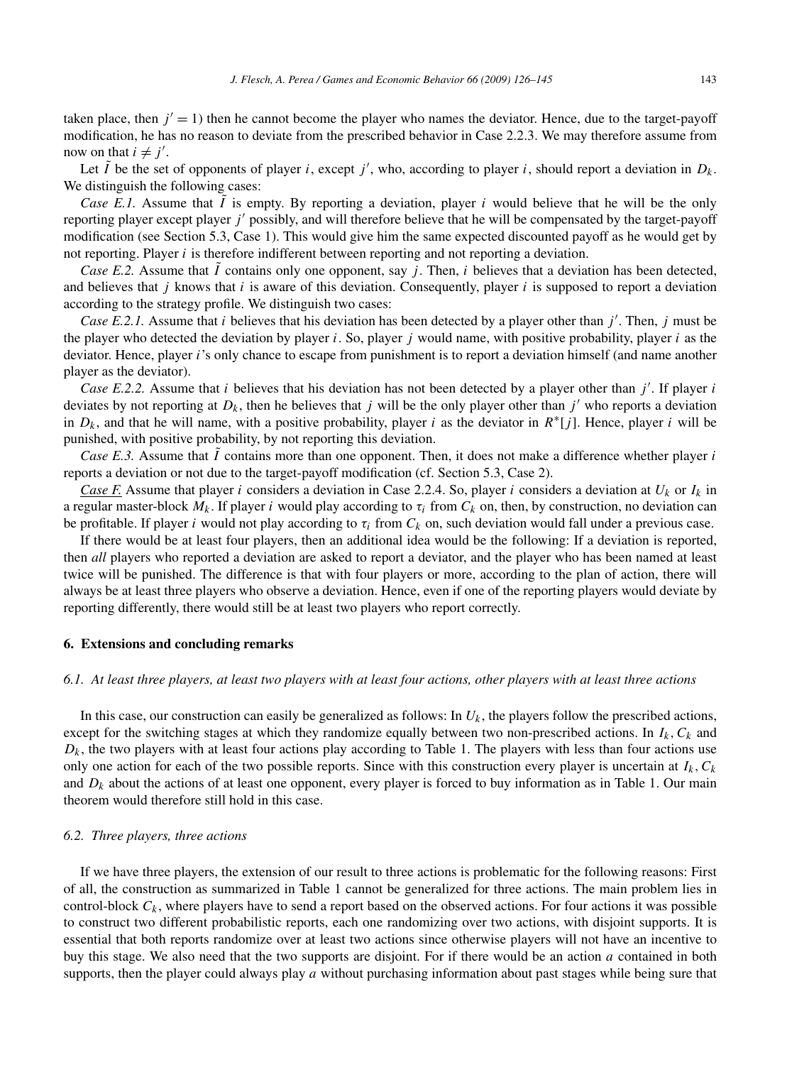taken place, then $j' = 1$) then he cannot become the player who names the deviator. Hence, due to the target-payoff modification, he has no reason to deviate from the prescribed behavior in Case 2.2.3. We may therefore assume from now on that $i \neq j'$.

Let $\tilde{I}$ be the set of opponents of player $i$, except $j'$, who, according to player $i$, should report a deviation in $D_k$. We distinguish the following cases:

*Case E.1.* Assume that $\tilde{I}$ is empty. By reporting a deviation, player $i$ would believe that he will be the only reporting player except player $j'$ possibly, and will therefore believe that he will be compensated by the target-payoff modification (see Section 5.3, Case 1). This would give him the same expected discounted payoff as he would get by not reporting. Player $i$ is therefore indifferent between reporting and not reporting a deviation.

*Case E.2.* Assume that $\tilde{I}$ contains only one opponent, say $j$. Then, $i$ believes that a deviation has been detected, and believes that $j$ knows that $i$ is aware of this deviation. Consequently, player $i$ is supposed to report a deviation according to the strategy profile. We distinguish two cases:

*Case E.2.1.* Assume that $i$ believes that his deviation has been detected by a player other than $j'$. Then, $j$ must be the player who detected the deviation by player $i$. So, player $j$ would name, with positive probability, player $i$ as the deviator. Hence, player $i$'s only chance to escape from punishment is to report a deviation himself (and name another player as the deviator).

*Case E.2.2.* Assume that $i$ believes that his deviation has not been detected by a player other than $j'$. If player $i$ deviates by not reporting at $D_k$, then he believes that $j$ will be the only player other than $j'$ who reports a deviation in $D_k$, and that he will name, with a positive probability, player $i$ as the deviator in $R^*[j]$. Hence, player $i$ will be punished, with positive probability, by not reporting this deviation.

*Case E.3.* Assume that $\tilde{I}$ contains more than one opponent. Then, it does not make a difference whether player $i$ reports a deviation or not due to the target-payoff modification (cf. Section 5.3, Case 2).

*Case F.* Assume that player $i$ considers a deviation in Case 2.2.4. So, player $i$ considers a deviation at $U_k$ or $I_k$ in a regular master-block $M_k$. If player $i$ would play according to $\tau_i$ from $C_k$ on, then, by construction, no deviation can be profitable. If player $i$ would not play according to $\tau_i$ from $C_k$ on, such deviation would fall under a previous case.

If there would be at least four players, then an additional idea would be the following: If a deviation is reported, then *all* players who reported a deviation are asked to report a deviator, and the player who has been named at least twice will be punished. The difference is that with four players or more, according to the plan of action, there will always be at least three players who observe a deviation. Hence, even if one of the reporting players would deviate by reporting differently, there would still be at least two players who report correctly.

## 6. Extensions and concluding remarks

### 6.1. At least three players, at least two players with at least four actions, other players with at least three actions

In this case, our construction can easily be generalized as follows: In $U_k$, the players follow the prescribed actions, except for the switching stages at which they randomize equally between two non-prescribed actions. In $I_k$, $C_k$ and $D_k$, the two players with at least four actions play according to Table 1. The players with less than four actions use only one action for each of the two possible reports. Since with this construction every player is uncertain at $I_k$, $C_k$ and $D_k$ about the actions of at least one opponent, every player is forced to buy information as in Table 1. Our main theorem would therefore still hold in this case.

### 6.2. Three players, three actions

If we have three players, the extension of our result to three actions is problematic for the following reasons: First of all, the construction as summarized in Table 1 cannot be generalized for three actions. The main problem lies in control-block $C_k$, where players have to send a report based on the observed actions. For four actions it was possible to construct two different probabilistic reports, each one randomizing over two actions, with disjoint supports. It is essential that both reports randomize over at least two actions since otherwise players will not have an incentive to buy this stage. We also need that the two supports are disjoint. For if there would be an action $a$ contained in both supports, then the player could always play $a$ without purchasing information about past stages while being sure that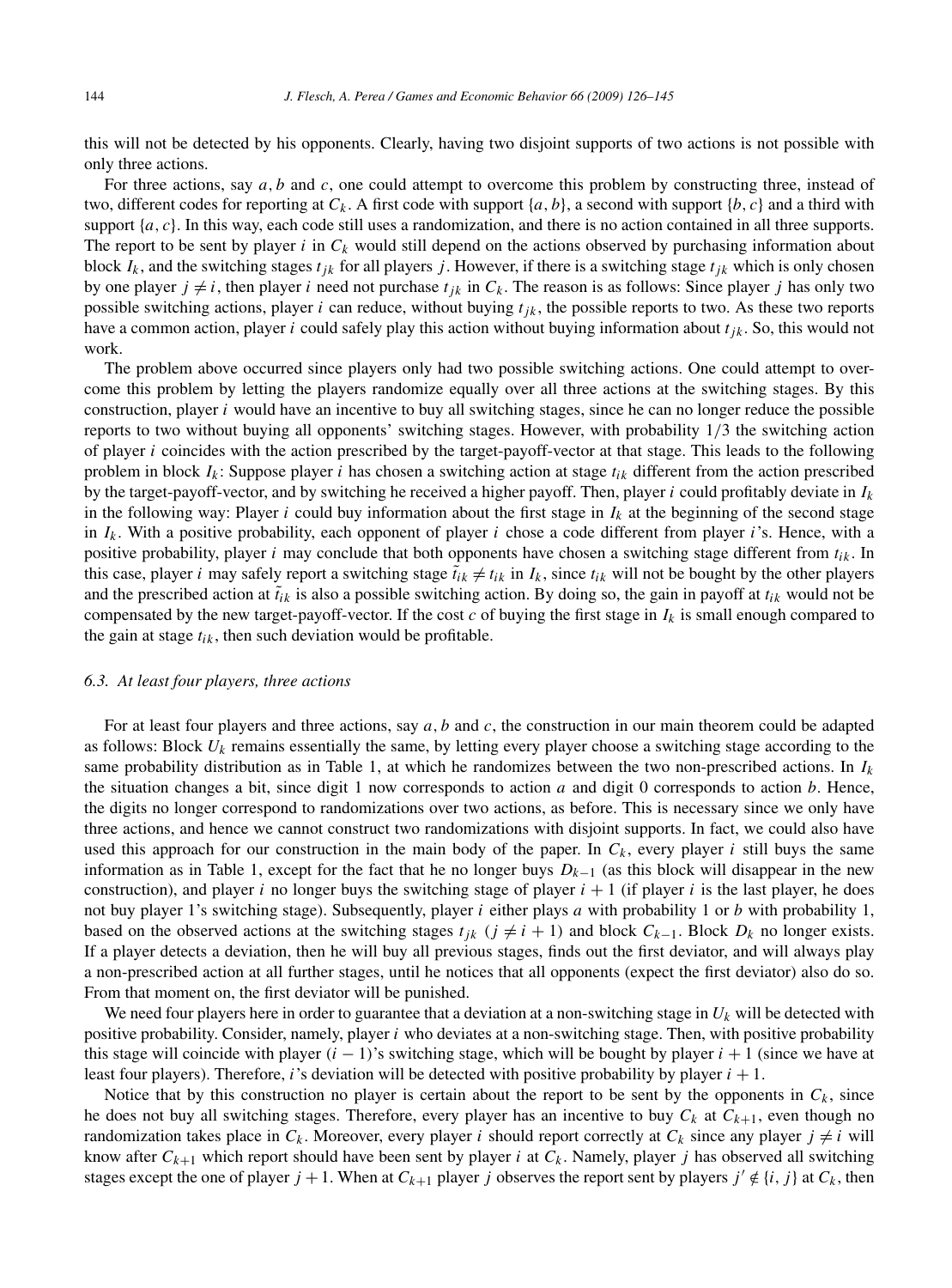this will not be detected by his opponents. Clearly, having two disjoint supports of two actions is not possible with only three actions.

For three actions, say $a, b$ and $c$, one could attempt to overcome this problem by constructing three, instead of two, different codes for reporting at $C_k$. A first code with support $\{a, b\}$, a second with support $\{b, c\}$ and a third with support $\{a, c\}$. In this way, each code still uses a randomization, and there is no action contained in all three supports. The report to be sent by player $i$ in $C_k$ would still depend on the actions observed by purchasing information about block $I_k$, and the switching stages $t_{jk}$ for all players $j$. However, if there is a switching stage $t_{jk}$ which is only chosen by one player $j \neq i$, then player $i$ need not purchase $t_{jk}$ in $C_k$. The reason is as follows: Since player $j$ has only two possible switching actions, player $i$ can reduce, without buying $t_{jk}$, the possible reports to two. As these two reports have a common action, player $i$ could safely play this action without buying information about $t_{jk}$. So, this would not work.

The problem above occurred since players only had two possible switching actions. One could attempt to overcome this problem by letting the players randomize equally over all three actions at the switching stages. By this construction, player $i$ would have an incentive to buy all switching stages, since he can no longer reduce the possible reports to two without buying all opponents' switching stages. However, with probability $1/3$ the switching action of player $i$ coincides with the action prescribed by the target-payoff-vector at that stage. This leads to the following problem in block $I_k$: Suppose player $i$ has chosen a switching action at stage $t_{ik}$ different from the action prescribed by the target-payoff-vector, and by switching he received a higher payoff. Then, player $i$ could profitably deviate in $I_k$ in the following way: Player $i$ could buy information about the first stage in $I_k$ at the beginning of the second stage in $I_k$. With a positive probability, each opponent of player $i$ chose a code different from player $i$'s. Hence, with a positive probability, player $i$ may conclude that both opponents have chosen a switching stage different from $t_{ik}$. In this case, player $i$ may safely report a switching stage $\tilde{t}_{ik} \neq t_{ik}$ in $I_k$, since $t_{ik}$ will not be bought by the other players and the prescribed action at $\tilde{t}_{ik}$ is also a possible switching action. By doing so, the gain in payoff at $t_{ik}$ would not be compensated by the new target-payoff-vector. If the cost $c$ of buying the first stage in $I_k$ is small enough compared to the gain at stage $t_{ik}$, then such deviation would be profitable.

### 6.3. At least four players, three actions

For at least four players and three actions, say $a, b$ and $c$, the construction in our main theorem could be adapted as follows: Block $U_k$ remains essentially the same, by letting every player choose a switching stage according to the same probability distribution as in Table 1, at which he randomizes between the two non-prescribed actions. In $I_k$ the situation changes a bit, since digit 1 now corresponds to action $a$ and digit 0 corresponds to action $b$. Hence, the digits no longer correspond to randomizations over two actions, as before. This is necessary since we only have three actions, and hence we cannot construct two randomizations with disjoint supports. In fact, we could also have used this approach for our construction in the main body of the paper. In $C_k$, every player $i$ still buys the same information as in Table 1, except for the fact that he no longer buys $D_{k-1}$ (as this block will disappear in the new construction), and player $i$ no longer buys the switching stage of player $i+1$ (if player $i$ is the last player, he does not buy player 1's switching stage). Subsequently, player $i$ either plays $a$ with probability 1 or $b$ with probability 1, based on the observed actions at the switching stages $t_{jk}$ $(j \neq i+1)$ and block $C_{k-1}$. Block $D_k$ no longer exists. If a player detects a deviation, then he will buy all previous stages, finds out the first deviator, and will always play a non-prescribed action at all further stages, until he notices that all opponents (expect the first deviator) also do so. From that moment on, the first deviator will be punished.

We need four players here in order to guarantee that a deviation at a non-switching stage in $U_k$ will be detected with positive probability. Consider, namely, player $i$ who deviates at a non-switching stage. Then, with positive probability this stage will coincide with player $(i-1)$'s switching stage, which will be bought by player $i+1$ (since we have at least four players). Therefore, $i$'s deviation will be detected with positive probability by player $i+1$.

Notice that by this construction no player is certain about the report to be sent by the opponents in $C_k$, since he does not buy all switching stages. Therefore, every player has an incentive to buy $C_k$ at $C_{k+1}$, even though no randomization takes place in $C_k$. Moreover, every player $i$ should report correctly at $C_k$ since any player $j \neq i$ will know after $C_{k+1}$ which report should have been sent by player $i$ at $C_k$. Namely, player $j$ has observed all switching stages except the one of player $j+1$. When at $C_{k+1}$ player $j$ observes the report sent by players $j' \notin \{i, j\}$ at $C_k$, then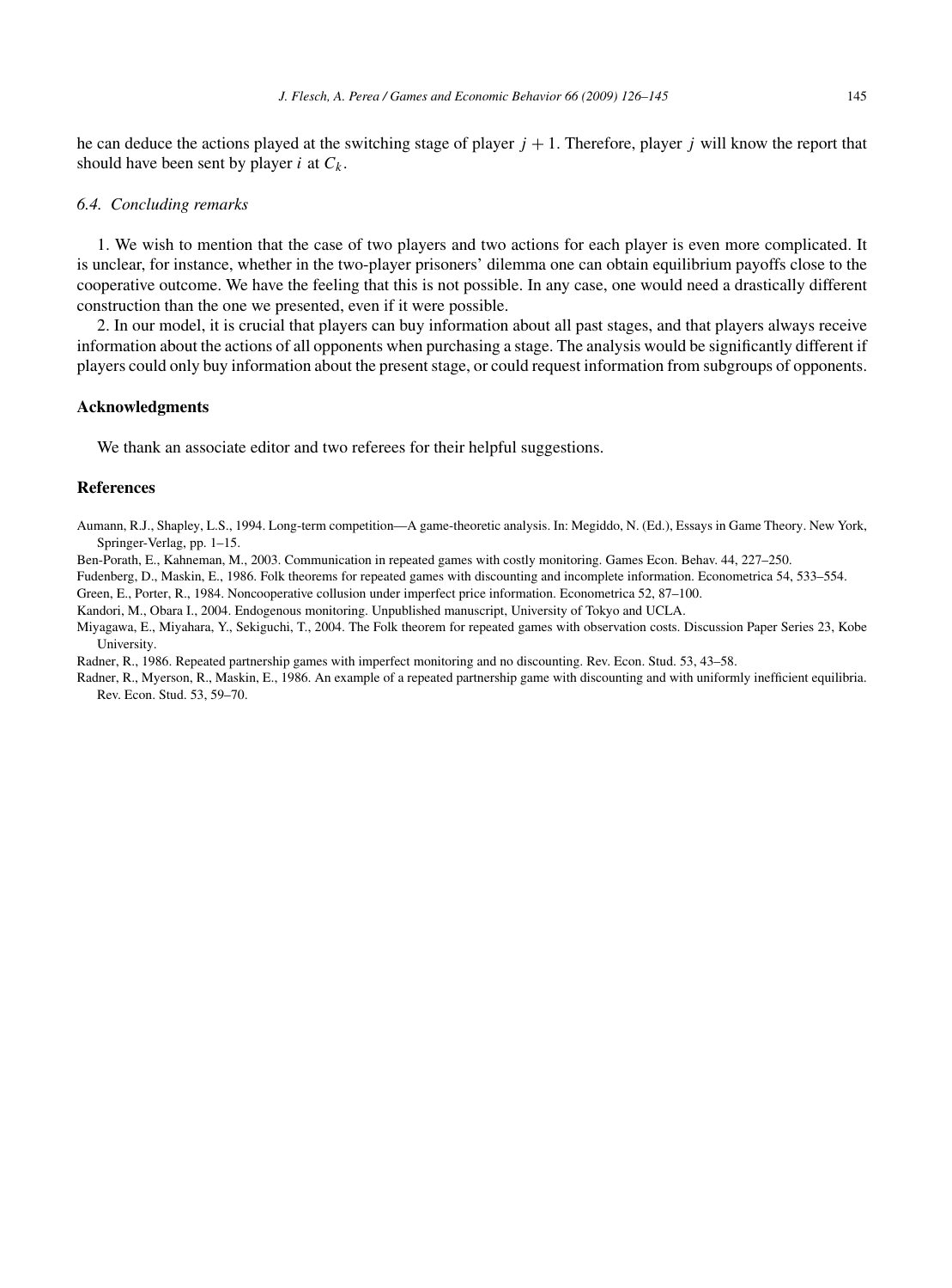he can deduce the actions played at the switching stage of player $j+1$. Therefore, player $j$ will know the report that should have been sent by player $i$ at $C_k$.

### 6.4. Concluding remarks

1. We wish to mention that the case of two players and two actions for each player is even more complicated. It is unclear, for instance, whether in the two-player prisoners' dilemma one can obtain equilibrium payoffs close to the cooperative outcome. We have the feeling that this is not possible. In any case, one would need a drastically different construction than the one we presented, even if it were possible.

2. In our model, it is crucial that players can buy information about all past stages, and that players always receive information about the actions of all opponents when purchasing a stage. The analysis would be significantly different if players could only buy information about the present stage, or could request information from subgroups of opponents.

## Acknowledgments

We thank an associate editor and two referees for their helpful suggestions.

## References

Aumann, R.J., Shapley, L.S., 1994. Long-term competition—A game-theoretic analysis. In: Megiddo, N. (Ed.), Essays in Game Theory. New York, Springer-Verlag, pp. 1–15.

Ben-Porath, E., Kahneman, M., 2003. Communication in repeated games with costly monitoring. Games Econ. Behav. 44, 227–250.

Fudenberg, D., Maskin, E., 1986. Folk theorems for repeated games with discounting and incomplete information. Econometrica 54, 533–554.

Green, E., Porter, R., 1984. Noncooperative collusion under imperfect price information. Econometrica 52, 87–100.

Kandori, M., Obara I., 2004. Endogenous monitoring. Unpublished manuscript, University of Tokyo and UCLA.

Miyagawa, E., Miyahara, Y., Sekiguchi, T., 2004. The Folk theorem for repeated games with observation costs. Discussion Paper Series 23, Kobe University.

Radner, R., 1986. Repeated partnership games with imperfect monitoring and no discounting. Rev. Econ. Stud. 53, 43–58.

Radner, R., Myerson, R., Maskin, E., 1986. An example of a repeated partnership game with discounting and with uniformly inefficient equilibria. Rev. Econ. Stud. 53, 59–70.